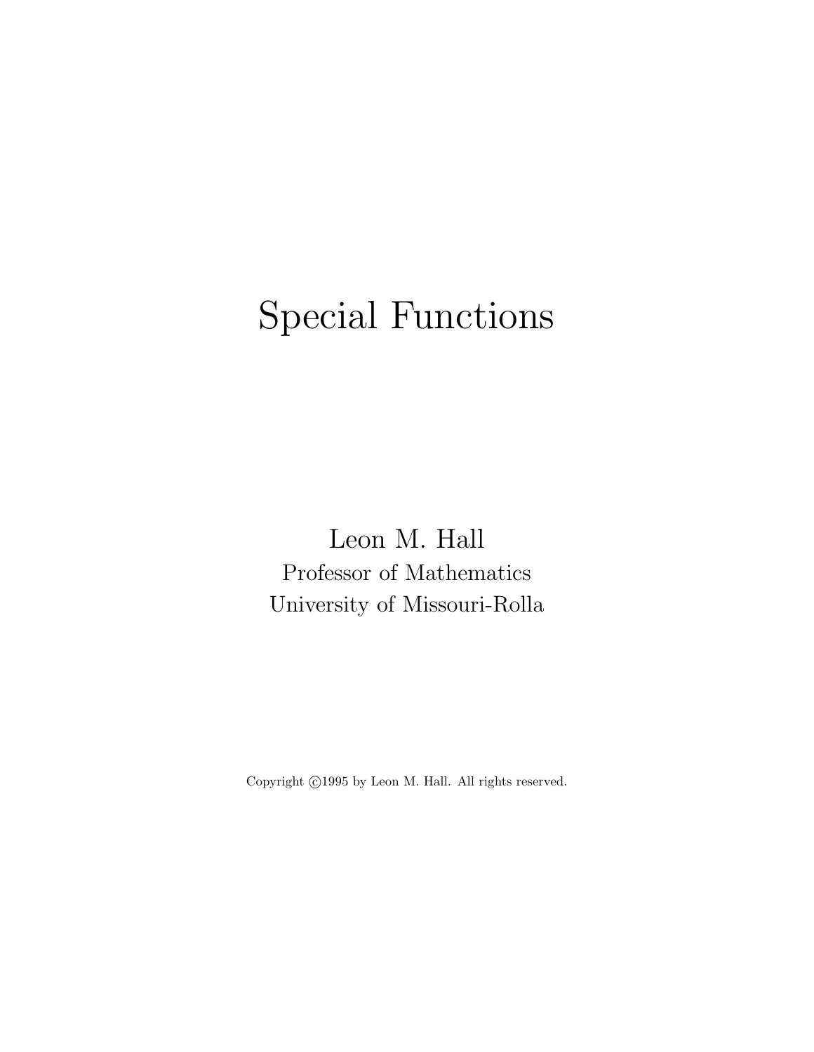# Special Functions

Leon M. Hall

Professor of Mathematics

University of Missouri-Rolla

Copyright ©1995 by Leon M. Hall. All rights reserved.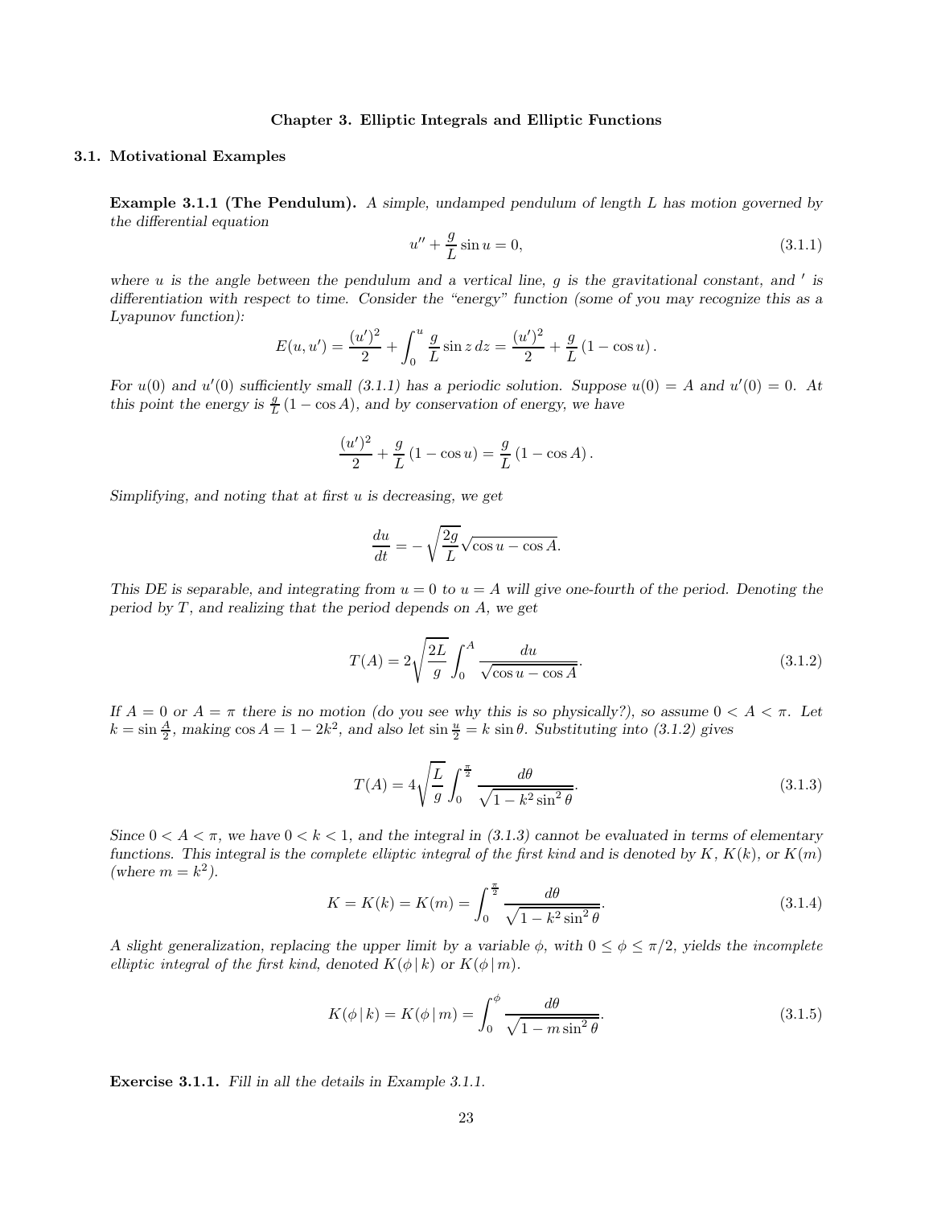# Chapter 3. Elliptic Integrals and Elliptic Functions

## 3.1. Motivational Examples

**Example 3.1.1 (The Pendulum).** *A simple, undamped pendulum of length $L$ has motion governed by the differential equation*

$$u'' + \frac{g}{L}\sin u = 0, \tag{3.1.1}$$

*where $u$ is the angle between the pendulum and a vertical line, $g$ is the gravitational constant, and $'$ is differentiation with respect to time. Consider the "energy" function (some of you may recognize this as a Lyapunov function):*

$$E(u, u') = \frac{(u')^2}{2} + \int_0^u \frac{g}{L}\sin z\, dz = \frac{(u')^2}{2} + \frac{g}{L}\left(1 - \cos u\right).$$

*For $u(0)$ and $u'(0)$ sufficiently small (3.1.1) has a periodic solution. Suppose $u(0) = A$ and $u'(0) = 0$. At this point the energy is $\frac{g}{L}\left(1 - \cos A\right)$, and by conservation of energy, we have*

$$\frac{(u')^2}{2} + \frac{g}{L}\left(1 - \cos u\right) = \frac{g}{L}\left(1 - \cos A\right).$$

*Simplifying, and noting that at first $u$ is decreasing, we get*

$$\frac{du}{dt} = -\sqrt{\frac{2g}{L}}\sqrt{\cos u - \cos A}.$$

*This DE is separable, and integrating from $u = 0$ to $u = A$ will give one-fourth of the period. Denoting the period by $T$, and realizing that the period depends on $A$, we get*

$$T(A) = 2\sqrt{\frac{2L}{g}}\int_0^A \frac{du}{\sqrt{\cos u - \cos A}}. \tag{3.1.2}$$

*If $A = 0$ or $A = \pi$ there is no motion (do you see why this is so physically?), so assume $0 < A < \pi$. Let $k = \sin\frac{A}{2}$, making $\cos A = 1 - 2k^2$, and also let $\sin\frac{u}{2} = k\sin\theta$. Substituting into (3.1.2) gives*

$$T(A) = 4\sqrt{\frac{L}{g}}\int_0^{\frac{\pi}{2}} \frac{d\theta}{\sqrt{1 - k^2\sin^2\theta}}. \tag{3.1.3}$$

*Since $0 < A < \pi$, we have $0 < k < 1$, and the integral in (3.1.3) cannot be evaluated in terms of elementary functions. This integral is the* complete elliptic integral of the first kind *and is denoted by $K$, $K(k)$, or $K(m)$ (where $m = k^2$).*

$$K = K(k) = K(m) = \int_0^{\frac{\pi}{2}} \frac{d\theta}{\sqrt{1 - k^2\sin^2\theta}}. \tag{3.1.4}$$

*A slight generalization, replacing the upper limit by a variable $\phi$, with $0 \le \phi \le \pi/2$, yields the* incomplete elliptic integral of the first kind*, denoted $K(\phi \,|\, k)$ or $K(\phi \,|\, m)$.*

$$K(\phi \,|\, k) = K(\phi \,|\, m) = \int_0^{\phi} \frac{d\theta}{\sqrt{1 - m\sin^2\theta}}. \tag{3.1.5}$$

**Exercise 3.1.1.** *Fill in all the details in Example 3.1.1.*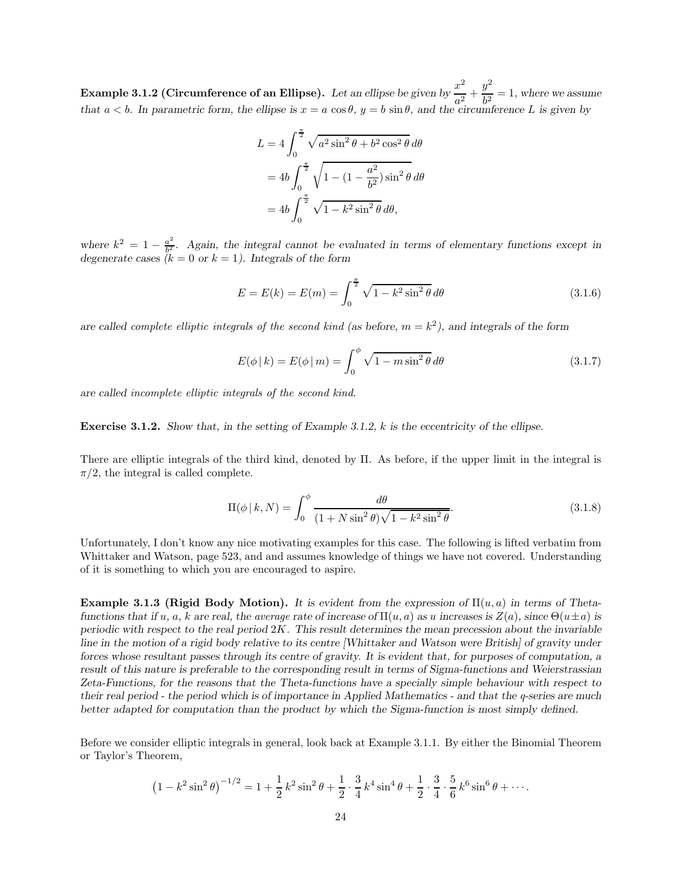**Example 3.1.2 (Circumference of an Ellipse).** *Let an ellipse be given by* $\dfrac{x^2}{a^2} + \dfrac{y^2}{b^2} = 1$*, where we assume that* $a < b$*. In parametric form, the ellipse is* $x = a\,\cos\theta$*,* $y = b\,\sin\theta$*, and the circumference* $L$ *is given by*

$$
\begin{aligned}
L &= 4\int_0^{\frac{\pi}{2}} \sqrt{a^2 \sin^2\theta + b^2\cos^2\theta}\,d\theta \\
&= 4b\int_0^{\frac{\pi}{2}} \sqrt{1 - (1 - \frac{a^2}{b^2})\sin^2\theta}\,d\theta \\
&= 4b\int_0^{\frac{\pi}{2}} \sqrt{1 - k^2\sin^2\theta}\,d\theta,
\end{aligned}
$$

*where* $k^2 = 1 - \frac{a^2}{b^2}$*. Again, the integral cannot be evaluated in terms of elementary functions except in degenerate cases (*$k = 0$ *or* $k = 1$*). Integrals of the form*

$$
E = E(k) = E(m) = \int_0^{\frac{\pi}{2}} \sqrt{1 - k^2\sin^2\theta}\,d\theta \tag{3.1.6}
$$

*are called complete elliptic integrals of the second kind (as before,* $m = k^2$*), and integrals of the form*

$$
E(\phi\,|\,k) = E(\phi\,|\,m) = \int_0^{\phi} \sqrt{1 - m\sin^2\theta}\,d\theta \tag{3.1.7}
$$

*are called incomplete elliptic integrals of the second kind.*

**Exercise 3.1.2.** *Show that, in the setting of Example 3.1.2,* $k$ *is the eccentricity of the ellipse.*

There are elliptic integrals of the third kind, denoted by $\Pi$. As before, if the upper limit in the integral is $\pi/2$, the integral is called complete.

$$
\Pi(\phi\,|\,k, N) = \int_0^{\phi} \frac{d\theta}{(1 + N\sin^2\theta)\sqrt{1 - k^2\sin^2\theta}}. \tag{3.1.8}
$$

Unfortunately, I don't know any nice motivating examples for this case. The following is lifted verbatim from Whittaker and Watson, page 523, and and assumes knowledge of things we have not covered. Understanding of it is something to which you are encouraged to aspire.

**Example 3.1.3 (Rigid Body Motion).** *It is evident from the expression of* $\Pi(u, a)$ *in terms of Theta-functions that if* $u$*,* $a$*,* $k$ *are real, the average rate of increase of* $\Pi(u, a)$ *as* $u$ *increases is* $Z(a)$*, since* $\Theta(u \pm a)$ *is periodic with respect to the real period* $2K$*. This result determines the mean precession about the invariable line in the motion of a rigid body relative to its centre [Whittaker and Watson were British] of gravity under forces whose resultant passes through its centre of gravity. It is evident that, for purposes of computation, a result of this nature is preferable to the corresponding result in terms of Sigma-functions and Weierstrassian Zeta-Functions, for the reasons that the Theta-functions have a specially simple behaviour with respect to their real period - the period which is of importance in Applied Mathematics - and that the q-series are much better adapted for computation than the product by which the Sigma-function is most simply defined.*

Before we consider elliptic integrals in general, look back at Example 3.1.1. By either the Binomial Theorem or Taylor's Theorem,

$$
\left(1 - k^2\sin^2\theta\right)^{-1/2} = 1 + \frac{1}{2}\,k^2\sin^2\theta + \frac{1}{2}\cdot\frac{3}{4}\,k^4\sin^4\theta + \frac{1}{2}\cdot\frac{3}{4}\cdot\frac{5}{6}\,k^6\sin^6\theta + \cdots.
$$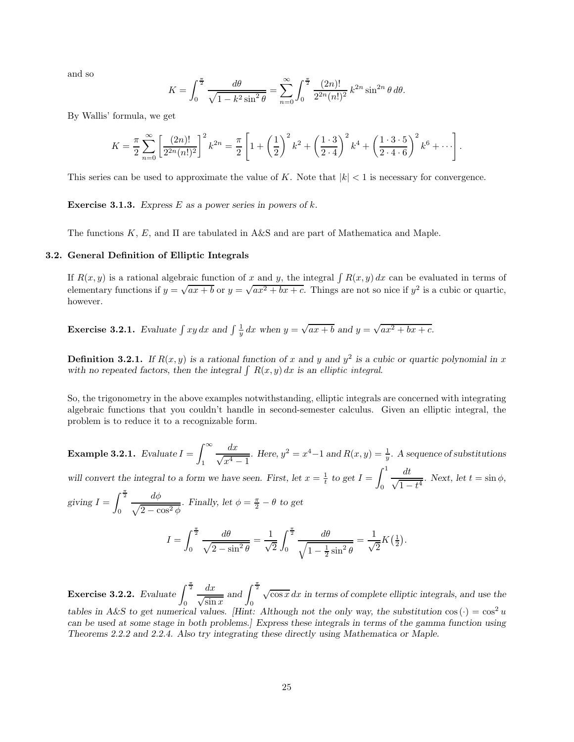and so

$$K = \int_0^{\frac{\pi}{2}} \frac{d\theta}{\sqrt{1 - k^2 \sin^2\theta}} = \sum_{n=0}^{\infty} \int_0^{\frac{\pi}{2}} \frac{(2n)!}{2^{2n}(n!)^2} k^{2n} \sin^{2n}\theta \, d\theta.$$

By Wallis' formula, we get

$$K = \frac{\pi}{2} \sum_{n=0}^{\infty} \left[ \frac{(2n)!}{2^{2n}(n!)^2} \right]^2 k^{2n} = \frac{\pi}{2} \left[ 1 + \left(\frac{1}{2}\right)^2 k^2 + \left(\frac{1 \cdot 3}{2 \cdot 4}\right)^2 k^4 + \left(\frac{1 \cdot 3 \cdot 5}{2 \cdot 4 \cdot 6}\right)^2 k^6 + \cdots \right].$$

This series can be used to approximate the value of $K$. Note that $|k| < 1$ is necessary for convergence.

**Exercise 3.1.3.** *Express $E$ as a power series in powers of $k$.*

The functions $K$, $E$, and $\Pi$ are tabulated in A&S and are part of Mathematica and Maple.

### 3.2. General Definition of Elliptic Integrals

If $R(x, y)$ is a rational algebraic function of $x$ and $y$, the integral $\int R(x, y)\, dx$ can be evaluated in terms of elementary functions if $y = \sqrt{ax + b}$ or $y = \sqrt{ax^2 + bx + c}$. Things are not so nice if $y^2$ is a cubic or quartic, however.

**Exercise 3.2.1.** *Evaluate $\int xy\, dx$ and $\int \frac{1}{y}\, dx$ when $y = \sqrt{ax + b}$ and $y = \sqrt{ax^2 + bx + c}$.*

**Definition 3.2.1.** *If $R(x, y)$ is a rational function of $x$ and $y$ and $y^2$ is a cubic or quartic polynomial in $x$ with no repeated factors, then the integral $\int R(x, y)\, dx$ is an elliptic integral.*

So, the trigonometry in the above examples notwithstanding, elliptic integrals are concerned with integrating algebraic functions that you couldn't handle in second-semester calculus. Given an elliptic integral, the problem is to reduce it to a recognizable form.

**Example 3.2.1.** *Evaluate $I = \displaystyle\int_1^{\infty} \frac{dx}{\sqrt{x^4 - 1}}$. Here, $y^2 = x^4 - 1$ and $R(x, y) = \frac{1}{y}$. A sequence of substitutions will convert the integral to a form we have seen. First, let $x = \frac{1}{t}$ to get $I = \displaystyle\int_0^1 \frac{dt}{\sqrt{1 - t^4}}$. Next, let $t = \sin\phi$, giving $I = \displaystyle\int_0^{\frac{\pi}{2}} \frac{d\phi}{\sqrt{2 - \cos^2\phi}}$. Finally, let $\phi = \frac{\pi}{2} - \theta$ to get*

$$I = \int_0^{\frac{\pi}{2}} \frac{d\theta}{\sqrt{2 - \sin^2\theta}} = \frac{1}{\sqrt{2}} \int_0^{\frac{\pi}{2}} \frac{d\theta}{\sqrt{1 - \frac{1}{2}\sin^2\theta}} = \frac{1}{\sqrt{2}} K\big(\tfrac{1}{2}\big).$$

**Exercise 3.2.2.** *Evaluate $\displaystyle\int_0^{\frac{\pi}{2}} \frac{dx}{\sqrt{\sin x}}$ and $\displaystyle\int_0^{\frac{\pi}{2}} \sqrt{\cos x}\, dx$ in terms of complete elliptic integrals, and use the tables in A&S to get numerical values. [Hint: Although not the only way, the substitution $\cos(\cdot) = \cos^2 u$ can be used at some stage in both problems.] Express these integrals in terms of the gamma function using Theorems 2.2.2 and 2.2.4. Also try integrating these directly using Mathematica or Maple.*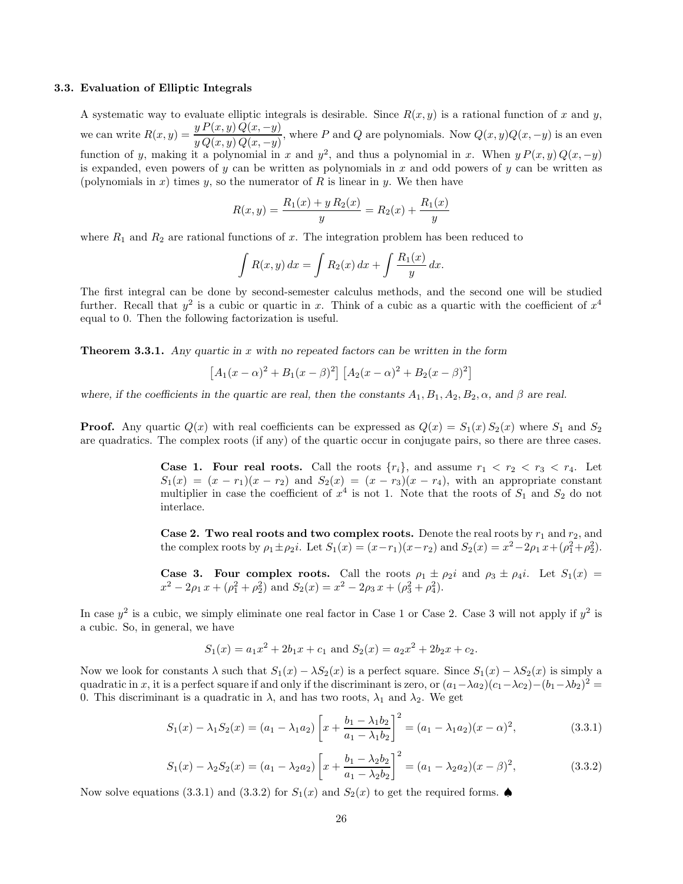### 3.3. Evaluation of Elliptic Integrals

A systematic way to evaluate elliptic integrals is desirable. Since $R(x, y)$ is a rational function of $x$ and $y$, we can write $R(x, y) = \dfrac{y\, P(x, y)\, Q(x, -y)}{y\, Q(x, y)\, Q(x, -y)}$, where $P$ and $Q$ are polynomials. Now $Q(x, y)Q(x, -y)$ is an even function of $y$, making it a polynomial in $x$ and $y^2$, and thus a polynomial in $x$. When $y\, P(x, y)\, Q(x, -y)$ is expanded, even powers of $y$ can be written as polynomials in $x$ and odd powers of $y$ can be written as (polynomials in $x$) times $y$, so the numerator of $R$ is linear in $y$. We then have

$$R(x, y) = \frac{R_1(x) + y\, R_2(x)}{y} = R_2(x) + \frac{R_1(x)}{y}$$

where $R_1$ and $R_2$ are rational functions of $x$. The integration problem has been reduced to

$$\int R(x, y)\, dx = \int R_2(x)\, dx + \int \frac{R_1(x)}{y}\, dx.$$

The first integral can be done by second-semester calculus methods, and the second one will be studied further. Recall that $y^2$ is a cubic or quartic in $x$. Think of a cubic as a quartic with the coefficient of $x^4$ equal to 0. Then the following factorization is useful.

**Theorem 3.3.1.** *Any quartic in $x$ with no repeated factors can be written in the form*

$$\left[A_1(x - \alpha)^2 + B_1(x - \beta)^2\right]\left[A_2(x - \alpha)^2 + B_2(x - \beta)^2\right]$$

*where, if the coefficients in the quartic are real, then the constants $A_1, B_1, A_2, B_2, \alpha$, and $\beta$ are real.*

**Proof.** Any quartic $Q(x)$ with real coefficients can be expressed as $Q(x) = S_1(x)\, S_2(x)$ where $S_1$ and $S_2$ are quadratics. The complex roots (if any) of the quartic occur in conjugate pairs, so there are three cases.

> **Case 1. Four real roots.** Call the roots $\{r_i\}$, and assume $r_1 < r_2 < r_3 < r_4$. Let $S_1(x) = (x - r_1)(x - r_2)$ and $S_2(x) = (x - r_3)(x - r_4)$, with an appropriate constant multiplier in case the coefficient of $x^4$ is not 1. Note that the roots of $S_1$ and $S_2$ do not interlace.
>
> **Case 2. Two real roots and two complex roots.** Denote the real roots by $r_1$ and $r_2$, and the complex roots by $\rho_1 \pm \rho_2 i$. Let $S_1(x) = (x - r_1)(x - r_2)$ and $S_2(x) = x^2 - 2\rho_1\, x + (\rho_1^2 + \rho_2^2)$.
>
> **Case 3. Four complex roots.** Call the roots $\rho_1 \pm \rho_2 i$ and $\rho_3 \pm \rho_4 i$. Let $S_1(x) = x^2 - 2\rho_1\, x + (\rho_1^2 + \rho_2^2)$ and $S_2(x) = x^2 - 2\rho_3\, x + (\rho_3^2 + \rho_4^2)$.

In case $y^2$ is a cubic, we simply eliminate one real factor in Case 1 or Case 2. Case 3 will not apply if $y^2$ is a cubic. So, in general, we have

$$S_1(x) = a_1 x^2 + 2b_1 x + c_1 \text{ and } S_2(x) = a_2 x^2 + 2b_2 x + c_2.$$

Now we look for constants $\lambda$ such that $S_1(x) - \lambda S_2(x)$ is a perfect square. Since $S_1(x) - \lambda S_2(x)$ is simply a quadratic in $x$, it is a perfect square if and only if the discriminant is zero, or $(a_1 - \lambda a_2)(c_1 - \lambda c_2) - (b_1 - \lambda b_2)^2 = 0$. This discriminant is a quadratic in $\lambda$, and has two roots, $\lambda_1$ and $\lambda_2$. We get

$$S_1(x) - \lambda_1 S_2(x) = (a_1 - \lambda_1 a_2)\left[x + \frac{b_1 - \lambda_1 b_2}{a_1 - \lambda_1 b_2}\right]^2 = (a_1 - \lambda_1 a_2)(x - \alpha)^2, \tag{3.3.1}$$

$$S_1(x) - \lambda_2 S_2(x) = (a_1 - \lambda_2 a_2)\left[x + \frac{b_1 - \lambda_2 b_2}{a_1 - \lambda_2 b_2}\right]^2 = (a_1 - \lambda_2 a_2)(x - \beta)^2, \tag{3.3.2}$$

Now solve equations (3.3.1) and (3.3.2) for $S_1(x)$ and $S_2(x)$ to get the required forms. ♠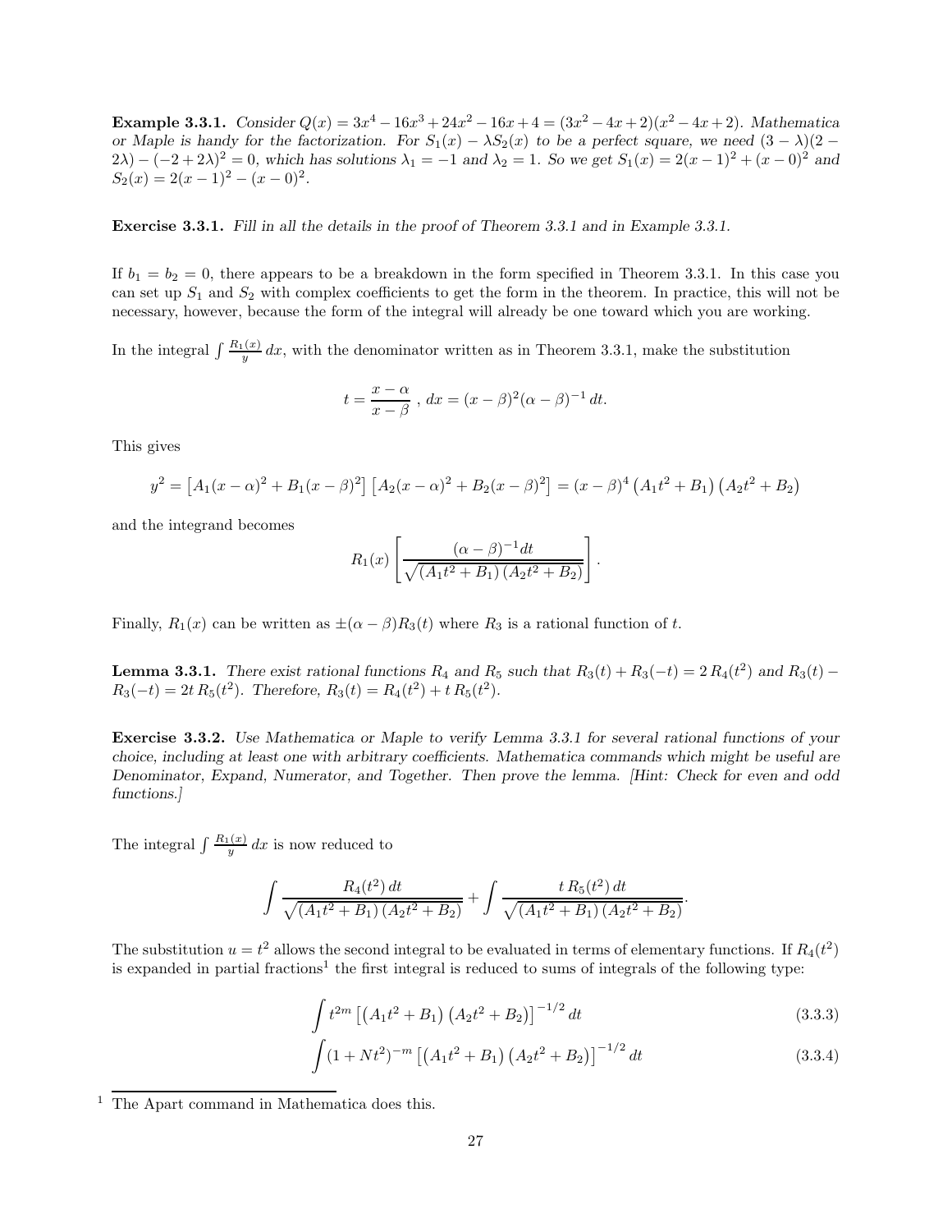**Example 3.3.1.** *Consider $Q(x) = 3x^4 - 16x^3 + 24x^2 - 16x + 4 = (3x^2 - 4x + 2)(x^2 - 4x + 2)$. Mathematica or Maple is handy for the factorization. For $S_1(x) - \lambda S_2(x)$ to be a perfect square, we need $(3-\lambda)(2-2\lambda) - (-2+2\lambda)^2 = 0$, which has solutions $\lambda_1 = -1$ and $\lambda_2 = 1$. So we get $S_1(x) = 2(x-1)^2 + (x-0)^2$ and $S_2(x) = 2(x-1)^2 - (x-0)^2$.*

**Exercise 3.3.1.** *Fill in all the details in the proof of Theorem 3.3.1 and in Example 3.3.1.*

If $b_1 = b_2 = 0$, there appears to be a breakdown in the form specified in Theorem 3.3.1. In this case you can set up $S_1$ and $S_2$ with complex coefficients to get the form in the theorem. In practice, this will not be necessary, however, because the form of the integral will already be one toward which you are working.

In the integral $\int \frac{R_1(x)}{y}\,dx$, with the denominator written as in Theorem 3.3.1, make the substitution

$$t = \frac{x-\alpha}{x-\beta}\ ,\ dx = (x-\beta)^2(\alpha-\beta)^{-1}\,dt.$$

This gives

$$y^2 = \left[A_1(x-\alpha)^2 + B_1(x-\beta)^2\right]\left[A_2(x-\alpha)^2 + B_2(x-\beta)^2\right] = (x-\beta)^4\left(A_1t^2 + B_1\right)\left(A_2t^2 + B_2\right)$$

and the integrand becomes

$$R_1(x)\left[\frac{(\alpha-\beta)^{-1}dt}{\sqrt{(A_1t^2 + B_1)(A_2t^2 + B_2)}}\right].$$

Finally, $R_1(x)$ can be written as $\pm(\alpha-\beta)R_3(t)$ where $R_3$ is a rational function of $t$.

**Lemma 3.3.1.** *There exist rational functions $R_4$ and $R_5$ such that $R_3(t) + R_3(-t) = 2\,R_4(t^2)$ and $R_3(t) - R_3(-t) = 2t\,R_5(t^2)$. Therefore, $R_3(t) = R_4(t^2) + t\,R_5(t^2)$.*

**Exercise 3.3.2.** *Use Mathematica or Maple to verify Lemma 3.3.1 for several rational functions of your choice, including at least one with arbitrary coefficients. Mathematica commands which might be useful are Denominator, Expand, Numerator, and Together. Then prove the lemma. [Hint: Check for even and odd functions.]*

The integral $\int \frac{R_1(x)}{y}\,dx$ is now reduced to

$$\int \frac{R_4(t^2)\,dt}{\sqrt{(A_1t^2 + B_1)(A_2t^2 + B_2)}} + \int \frac{t\,R_5(t^2)\,dt}{\sqrt{(A_1t^2 + B_1)(A_2t^2 + B_2)}}.$$

The substitution $u = t^2$ allows the second integral to be evaluated in terms of elementary functions. If $R_4(t^2)$ is expanded in partial fractions[1] the first integral is reduced to sums of integrals of the following type:

$$\int t^{2m}\left[\left(A_1t^2 + B_1\right)\left(A_2t^2 + B_2\right)\right]^{-1/2}dt \tag{3.3.3}$$

$$\int (1 + Nt^2)^{-m}\left[\left(A_1t^2 + B_1\right)\left(A_2t^2 + B_2\right)\right]^{-1/2}dt \tag{3.3.4}$$

[1] The Apart command in Mathematica does this.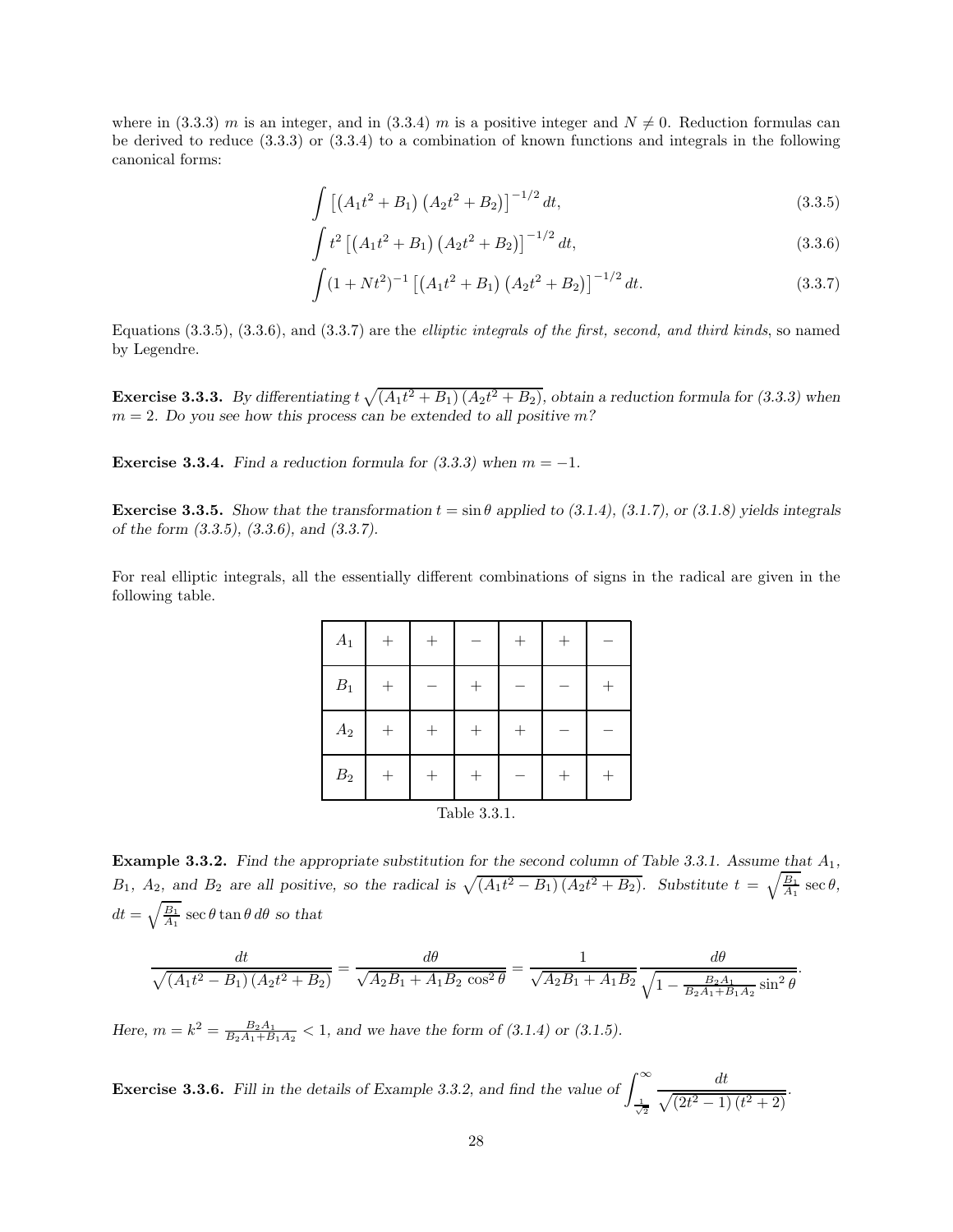where in (3.3.3) $m$ is an integer, and in (3.3.4) $m$ is a positive integer and $N \neq 0$. Reduction formulas can be derived to reduce (3.3.3) or (3.3.4) to a combination of known functions and integrals in the following canonical forms:

$$\int \left[\left(A_1 t^2 + B_1\right)\left(A_2 t^2 + B_2\right)\right]^{-1/2} dt, \tag{3.3.5}$$

$$\int t^2 \left[\left(A_1 t^2 + B_1\right)\left(A_2 t^2 + B_2\right)\right]^{-1/2} dt, \tag{3.3.6}$$

$$\int (1 + N t^2)^{-1} \left[\left(A_1 t^2 + B_1\right)\left(A_2 t^2 + B_2\right)\right]^{-1/2} dt. \tag{3.3.7}$$

Equations (3.3.5), (3.3.6), and (3.3.7) are the *elliptic integrals of the first, second, and third kinds*, so named by Legendre.

**Exercise 3.3.3.** *By differentiating $t\sqrt{(A_1 t^2 + B_1)(A_2 t^2 + B_2)}$, obtain a reduction formula for (3.3.3) when $m = 2$. Do you see how this process can be extended to all positive $m$?*

**Exercise 3.3.4.** *Find a reduction formula for (3.3.3) when $m = -1$.*

**Exercise 3.3.5.** *Show that the transformation $t = \sin\theta$ applied to (3.1.4), (3.1.7), or (3.1.8) yields integrals of the form (3.3.5), (3.3.6), and (3.3.7).*

For real elliptic integrals, all the essentially different combinations of signs in the radical are given in the following table.

| $A_1$ | $+$ | $+$ | $-$ | $+$ | $+$ | $-$ |
|---|---|---|---|---|---|---|
| $B_1$ | $+$ | $-$ | $+$ | $-$ | $-$ | $+$ |
| $A_2$ | $+$ | $+$ | $+$ | $+$ | $-$ | $-$ |
| $B_2$ | $+$ | $+$ | $+$ | $-$ | $+$ | $+$ |

Table 3.3.1.

**Example 3.3.2.** *Find the appropriate substitution for the second column of Table 3.3.1. Assume that $A_1$, $B_1$, $A_2$, and $B_2$ are all positive, so the radical is $\sqrt{(A_1 t^2 - B_1)(A_2 t^2 + B_2)}$. Substitute $t = \sqrt{\frac{B_1}{A_1}}\sec\theta$, $dt = \sqrt{\frac{B_1}{A_1}}\sec\theta\tan\theta\, d\theta$ so that*

$$\frac{dt}{\sqrt{(A_1 t^2 - B_1)(A_2 t^2 + B_2)}} = \frac{d\theta}{\sqrt{A_2 B_1 + A_1 B_2 \cos^2\theta}} = \frac{1}{\sqrt{A_2 B_1 + A_1 B_2}} \frac{d\theta}{\sqrt{1 - \frac{B_2 A_1}{B_2 A_1 + B_1 A_2}\sin^2\theta}}.$$

*Here, $m = k^2 = \frac{B_2 A_1}{B_2 A_1 + B_1 A_2} < 1$, and we have the form of (3.1.4) or (3.1.5).*

**Exercise 3.3.6.** *Fill in the details of Example 3.3.2, and find the value of $\displaystyle\int_{\frac{1}{\sqrt{2}}}^{\infty} \frac{dt}{\sqrt{(2t^2 - 1)(t^2 + 2)}}$.*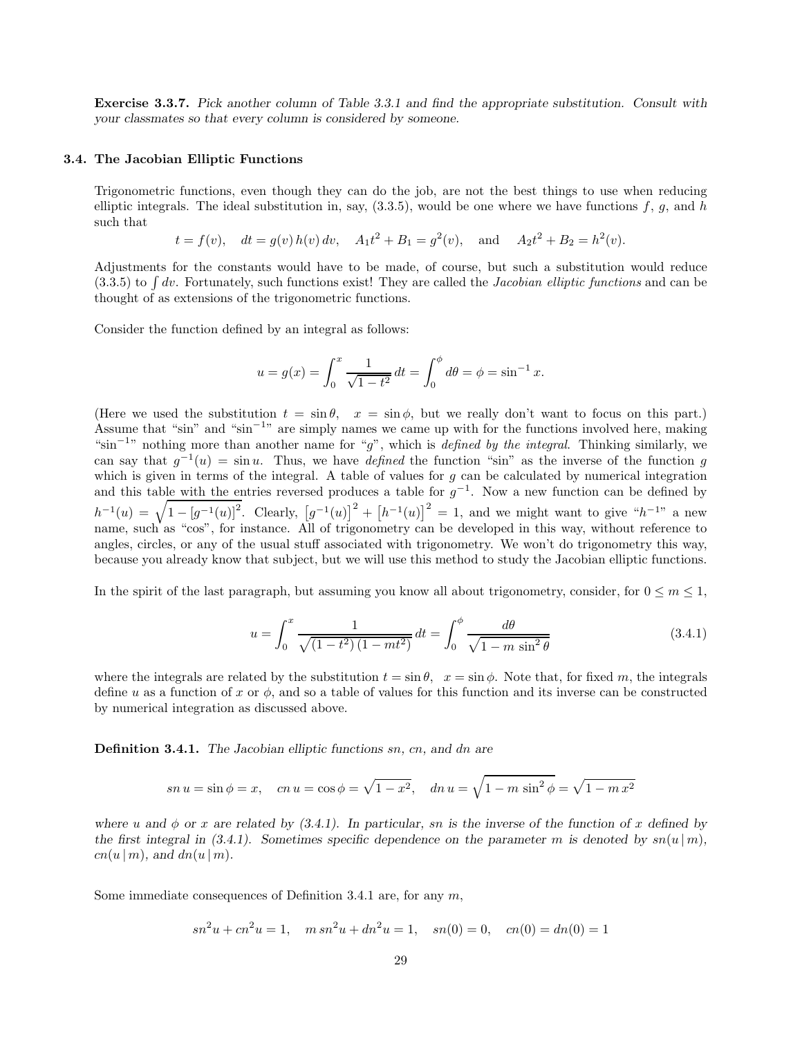**Exercise 3.3.7.** *Pick another column of Table 3.3.1 and find the appropriate substitution. Consult with your classmates so that every column is considered by someone.*

### 3.4. The Jacobian Elliptic Functions

Trigonometric functions, even though they can do the job, are not the best things to use when reducing elliptic integrals. The ideal substitution in, say, (3.3.5), would be one where we have functions $f$, $g$, and $h$ such that

$$t = f(v), \quad dt = g(v)\,h(v)\,dv, \quad A_1 t^2 + B_1 = g^2(v), \quad \text{and} \quad A_2 t^2 + B_2 = h^2(v).$$

Adjustments for the constants would have to be made, of course, but such a substitution would reduce (3.3.5) to $\int dv$. Fortunately, such functions exist! They are called the *Jacobian elliptic functions* and can be thought of as extensions of the trigonometric functions.

Consider the function defined by an integral as follows:

$$u = g(x) = \int_0^x \frac{1}{\sqrt{1-t^2}}\,dt = \int_0^\phi d\theta = \phi = \sin^{-1} x.$$

(Here we used the substitution $t = \sin\theta$, $x = \sin\phi$, but we really don't want to focus on this part.) Assume that "sin" and "$\sin^{-1}$" are simply names we came up with for the functions involved here, making "$\sin^{-1}$" nothing more than another name for "$g$", which is *defined by the integral*. Thinking similarly, we can say that $g^{-1}(u) = \sin u$. Thus, we have *defined* the function "sin" as the inverse of the function $g$ which is given in terms of the integral. A table of values for $g$ can be calculated by numerical integration and this table with the entries reversed produces a table for $g^{-1}$. Now a new function can be defined by $h^{-1}(u) = \sqrt{1 - [g^{-1}(u)]^2}$. Clearly, $\left[g^{-1}(u)\right]^2 + \left[h^{-1}(u)\right]^2 = 1$, and we might want to give "$h^{-1}$" a new name, such as "cos", for instance. All of trigonometry can be developed in this way, without reference to angles, circles, or any of the usual stuff associated with trigonometry. We won't do trigonometry this way, because you already know that subject, but we will use this method to study the Jacobian elliptic functions.

In the spirit of the last paragraph, but assuming you know all about trigonometry, consider, for $0 \le m \le 1$,

$$u = \int_0^x \frac{1}{\sqrt{(1-t^2)\,(1-mt^2)}}\,dt = \int_0^\phi \frac{d\theta}{\sqrt{1 - m\,\sin^2\theta}} \tag{3.4.1}$$

where the integrals are related by the substitution $t = \sin\theta$, $x = \sin\phi$. Note that, for fixed $m$, the integrals define $u$ as a function of $x$ or $\phi$, and so a table of values for this function and its inverse can be constructed by numerical integration as discussed above.

**Definition 3.4.1.** *The Jacobian elliptic functions sn, cn, and dn are*

$$sn\,u = \sin\phi = x, \quad cn\,u = \cos\phi = \sqrt{1-x^2}, \quad dn\,u = \sqrt{1 - m\,\sin^2\phi} = \sqrt{1 - m\,x^2}$$

*where $u$ and $\phi$ or $x$ are related by (3.4.1). In particular, sn is the inverse of the function of $x$ defined by the first integral in (3.4.1). Sometimes specific dependence on the parameter $m$ is denoted by $sn(u\,|\,m)$, $cn(u\,|\,m)$, and $dn(u\,|\,m)$.*

Some immediate consequences of Definition 3.4.1 are, for any $m$,

$$sn^2 u + cn^2 u = 1, \quad m\,sn^2 u + dn^2 u = 1, \quad sn(0) = 0, \quad cn(0) = dn(0) = 1$$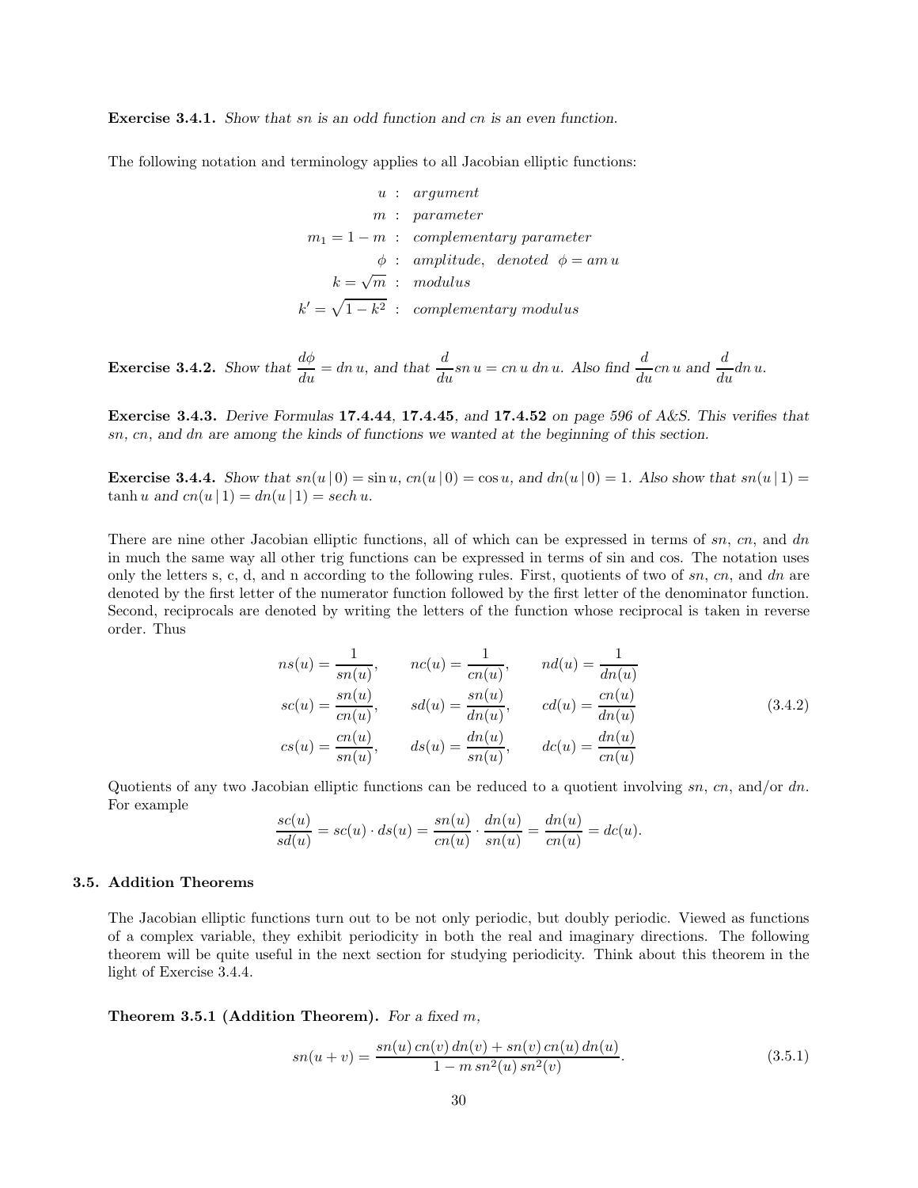**Exercise 3.4.1.** *Show that sn is an odd function and cn is an even function.*

The following notation and terminology applies to all Jacobian elliptic functions:

$$
\begin{aligned}
u &: \textit{argument} \\
m &: \textit{parameter} \\
m_1 = 1 - m &: \textit{complementary parameter} \\
\phi &: \textit{amplitude}, \ \ \textit{denoted} \ \ \phi = am\, u \\
k = \sqrt{m} &: \textit{modulus} \\
k' = \sqrt{1-k^2} &: \textit{complementary modulus}
\end{aligned}
$$

**Exercise 3.4.2.** *Show that* $\dfrac{d\phi}{du} = dn\, u$*, and that* $\dfrac{d}{du} sn\, u = cn\, u\, dn\, u$*. Also find* $\dfrac{d}{du} cn\, u$ *and* $\dfrac{d}{du} dn\, u$*.*

**Exercise 3.4.3.** *Derive Formulas* **17.4.44**, **17.4.45**, *and* **17.4.52** *on page 596 of A&S. This verifies that sn, cn, and dn are among the kinds of functions we wanted at the beginning of this section.*

**Exercise 3.4.4.** *Show that* $sn(u\,|\,0) = \sin u$, $cn(u\,|\,0) = \cos u$*, and* $dn(u\,|\,0) = 1$*. Also show that* $sn(u\,|\,1) = \tanh u$ *and* $cn(u\,|\,1) = dn(u\,|\,1) = sech\, u$*.*

There are nine other Jacobian elliptic functions, all of which can be expressed in terms of *sn*, *cn*, and *dn* in much the same way all other trig functions can be expressed in terms of sin and cos. The notation uses only the letters s, c, d, and n according to the following rules. First, quotients of two of *sn*, *cn*, and *dn* are denoted by the first letter of the numerator function followed by the first letter of the denominator function. Second, reciprocals are denoted by writing the letters of the function whose reciprocal is taken in reverse order. Thus

$$
\begin{aligned}
ns(u) &= \frac{1}{sn(u)}, & nc(u) &= \frac{1}{cn(u)}, & nd(u) &= \frac{1}{dn(u)} \\
sc(u) &= \frac{sn(u)}{cn(u)}, & sd(u) &= \frac{sn(u)}{dn(u)}, & cd(u) &= \frac{cn(u)}{dn(u)} \\
cs(u) &= \frac{cn(u)}{sn(u)}, & ds(u) &= \frac{dn(u)}{sn(u)}, & dc(u) &= \frac{dn(u)}{cn(u)}
\end{aligned}
\tag{3.4.2}
$$

Quotients of any two Jacobian elliptic functions can be reduced to a quotient involving *sn*, *cn*, and/or *dn*. For example

$$
\frac{sc(u)}{sd(u)} = sc(u) \cdot ds(u) = \frac{sn(u)}{cn(u)} \cdot \frac{dn(u)}{sn(u)} = \frac{dn(u)}{cn(u)} = dc(u).
$$

### 3.5. Addition Theorems

The Jacobian elliptic functions turn out to be not only periodic, but doubly periodic. Viewed as functions of a complex variable, they exhibit periodicity in both the real and imaginary directions. The following theorem will be quite useful in the next section for studying periodicity. Think about this theorem in the light of Exercise 3.4.4.

**Theorem 3.5.1 (Addition Theorem).** *For a fixed m,*

$$
sn(u+v) = \frac{sn(u)\, cn(v)\, dn(v) + sn(v)\, cn(u)\, dn(u)}{1 - m\, sn^2(u)\, sn^2(v)}. \tag{3.5.1}
$$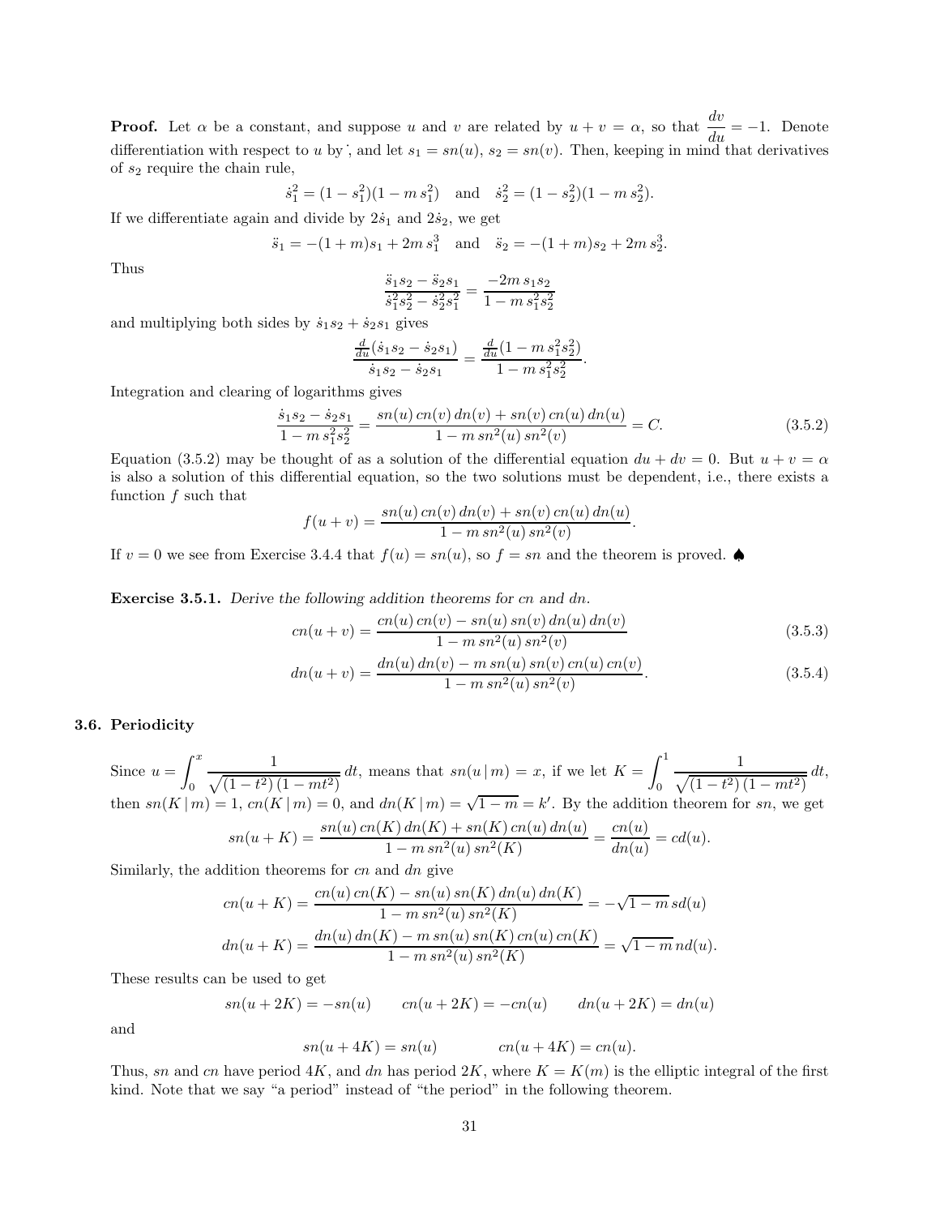**Proof.** Let $\alpha$ be a constant, and suppose $u$ and $v$ are related by $u + v = \alpha$, so that $\dfrac{dv}{du} = -1$. Denote differentiation with respect to $u$ by $\dot{}$, and let $s_1 = sn(u)$, $s_2 = sn(v)$. Then, keeping in mind that derivatives of $s_2$ require the chain rule,

$$\dot{s}_1^2 = (1 - s_1^2)(1 - m\, s_1^2) \quad \text{and} \quad \dot{s}_2^2 = (1 - s_2^2)(1 - m\, s_2^2).$$

If we differentiate again and divide by $2\dot{s}_1$ and $2\dot{s}_2$, we get

$$\ddot{s}_1 = -(1+m)s_1 + 2m\, s_1^3 \quad \text{and} \quad \ddot{s}_2 = -(1+m)s_2 + 2m\, s_2^3.$$

Thus

$$\frac{\ddot{s}_1 s_2 - \ddot{s}_2 s_1}{\dot{s}_1^2 s_2^2 - \dot{s}_2^2 s_1^2} = \frac{-2m\, s_1 s_2}{1 - m\, s_1^2 s_2^2}$$

and multiplying both sides by $\dot{s}_1 s_2 + \dot{s}_2 s_1$ gives

$$\frac{\frac{d}{du}(\dot{s}_1 s_2 - \dot{s}_2 s_1)}{\dot{s}_1 s_2 - \dot{s}_2 s_1} = \frac{\frac{d}{du}(1 - m\, s_1^2 s_2^2)}{1 - m\, s_1^2 s_2^2}.$$

Integration and clearing of logarithms gives

$$\frac{\dot{s}_1 s_2 - \dot{s}_2 s_1}{1 - m\, s_1^2 s_2^2} = \frac{sn(u)\, cn(v)\, dn(v) + sn(v)\, cn(u)\, dn(u)}{1 - m\, sn^2(u)\, sn^2(v)} = C. \tag{3.5.2}$$

Equation (3.5.2) may be thought of as a solution of the differential equation $du + dv = 0$. But $u + v = \alpha$ is also a solution of this differential equation, so the two solutions must be dependent, i.e., there exists a function $f$ such that

$$f(u+v) = \frac{sn(u)\, cn(v)\, dn(v) + sn(v)\, cn(u)\, dn(u)}{1 - m\, sn^2(u)\, sn^2(v)}.$$

If $v = 0$ we see from Exercise 3.4.4 that $f(u) = sn(u)$, so $f = sn$ and the theorem is proved. ♠

**Exercise 3.5.1.** *Derive the following addition theorems for $cn$ and $dn$.*

$$cn(u+v) = \frac{cn(u)\, cn(v) - sn(u)\, sn(v)\, dn(u)\, dn(v)}{1 - m\, sn^2(u)\, sn^2(v)} \tag{3.5.3}$$

$$dn(u+v) = \frac{dn(u)\, dn(v) - m\, sn(u)\, sn(v)\, cn(u)\, cn(v)}{1 - m\, sn^2(u)\, sn^2(v)}. \tag{3.5.4}$$

### 3.6. Periodicity

Since $u = \displaystyle\int_0^x \frac{1}{\sqrt{(1-t^2)\,(1-mt^2)}}\, dt$, means that $sn(u\,|\,m) = x$, if we let $K = \displaystyle\int_0^1 \frac{1}{\sqrt{(1-t^2)\,(1-mt^2)}}\, dt$, then $sn(K\,|\,m) = 1$, $cn(K\,|\,m) = 0$, and $dn(K\,|\,m) = \sqrt{1-m} = k'$. By the addition theorem for $sn$, we get

$$sn(u+K) = \frac{sn(u)\, cn(K)\, dn(K) + sn(K)\, cn(u)\, dn(u)}{1 - m\, sn^2(u)\, sn^2(K)} = \frac{cn(u)}{dn(u)} = cd(u).$$

Similarly, the addition theorems for $cn$ and $dn$ give

$$cn(u+K) = \frac{cn(u)\, cn(K) - sn(u)\, sn(K)\, dn(u)\, dn(K)}{1 - m\, sn^2(u)\, sn^2(K)} = -\sqrt{1-m}\, sd(u)$$

$$dn(u+K) = \frac{dn(u)\, dn(K) - m\, sn(u)\, sn(K)\, cn(u)\, cn(K)}{1 - m\, sn^2(u)\, sn^2(K)} = \sqrt{1-m}\, nd(u).$$

These results can be used to get

$$sn(u+2K) = -sn(u) \qquad cn(u+2K) = -cn(u) \qquad dn(u+2K) = dn(u)$$

and

$$sn(u+4K) = sn(u) \qquad\qquad cn(u+4K) = cn(u).$$

Thus, $sn$ and $cn$ have period $4K$, and $dn$ has period $2K$, where $K = K(m)$ is the elliptic integral of the first kind. Note that we say "a period" instead of "the period" in the following theorem.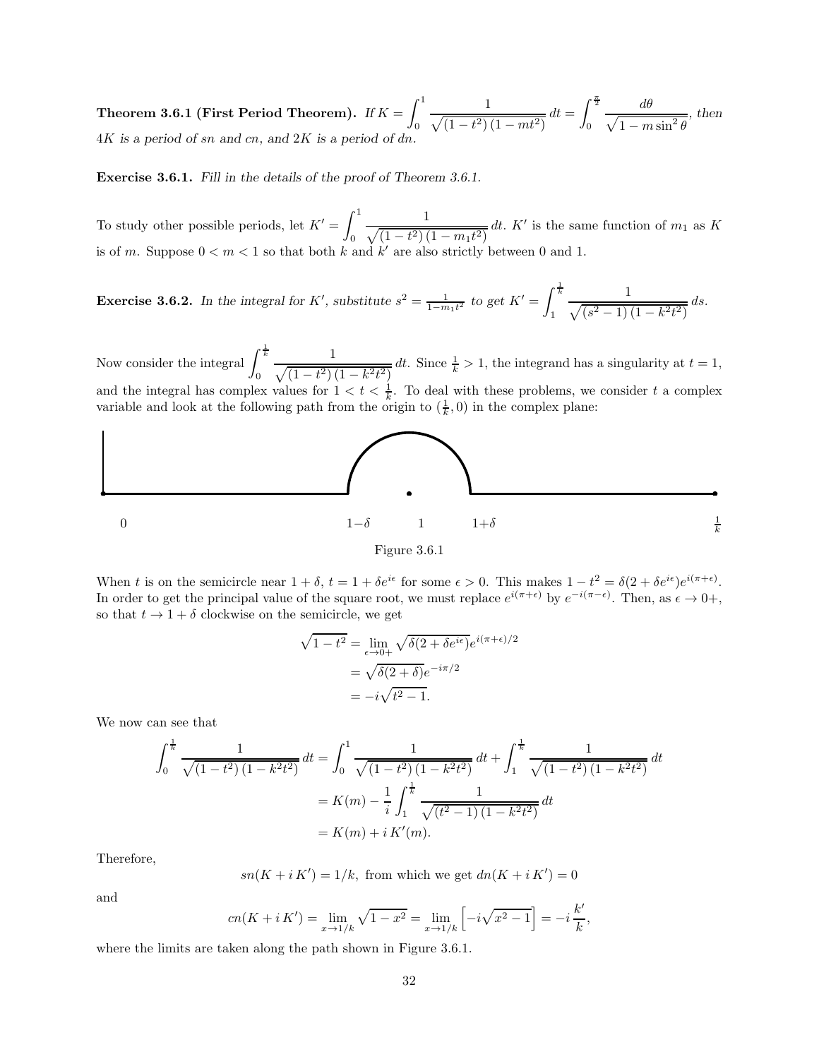**Theorem 3.6.1 (First Period Theorem).** *If* $K = \displaystyle\int_0^1 \frac{1}{\sqrt{(1-t^2)(1-mt^2)}}\,dt = \int_0^{\frac{\pi}{2}} \frac{d\theta}{\sqrt{1-m\sin^2\theta}}$*, then* $4K$ *is a period of* $sn$ *and* $cn$*, and* $2K$ *is a period of* $dn$*.*

**Exercise 3.6.1.** *Fill in the details of the proof of Theorem 3.6.1.*

To study other possible periods, let $K' = \displaystyle\int_0^1 \frac{1}{\sqrt{(1-t^2)(1-m_1 t^2)}}\,dt$. $K'$ is the same function of $m_1$ as $K$ is of $m$. Suppose $0 < m < 1$ so that both $k$ and $k'$ are also strictly between 0 and 1.

**Exercise 3.6.2.** *In the integral for* $K'$*, substitute* $s^2 = \frac{1}{1-m_1 t^2}$ *to get* $K' = \displaystyle\int_1^{\frac{1}{k}} \frac{1}{\sqrt{(s^2-1)(1-k^2t^2)}}\,ds$*.*

Now consider the integral $\displaystyle\int_0^{\frac{1}{k}} \frac{1}{\sqrt{(1-t^2)(1-k^2t^2)}}\,dt$. Since $\frac{1}{k} > 1$, the integrand has a singularity at $t = 1$, and the integral has complex values for $1 < t < \frac{1}{k}$. To deal with these problems, we consider $t$ a complex variable and look at the following path from the origin to $(\frac{1}{k}, 0)$ in the complex plane:

Figure 3.6.1

When $t$ is on the semicircle near $1+\delta$, $t = 1 + \delta e^{i\epsilon}$ for some $\epsilon > 0$. This makes $1 - t^2 = \delta(2 + \delta e^{i\epsilon})e^{i(\pi+\epsilon)}$. In order to get the principal value of the square root, we must replace $e^{i(\pi+\epsilon)}$ by $e^{-i(\pi-\epsilon)}$. Then, as $\epsilon \to 0+$, so that $t \to 1+\delta$ clockwise on the semicircle, we get

$$\begin{aligned}
\sqrt{1-t^2} &= \lim_{\epsilon\to 0+} \sqrt{\delta(2+\delta e^{i\epsilon})}e^{i(\pi+\epsilon)/2} \\
&= \sqrt{\delta(2+\delta)}e^{-i\pi/2} \\
&= -i\sqrt{t^2-1}.
\end{aligned}$$

We now can see that

$$\begin{aligned}
\int_0^{\frac{1}{k}} \frac{1}{\sqrt{(1-t^2)(1-k^2t^2)}}\,dt &= \int_0^1 \frac{1}{\sqrt{(1-t^2)(1-k^2t^2)}}\,dt + \int_1^{\frac{1}{k}} \frac{1}{\sqrt{(1-t^2)(1-k^2t^2)}}\,dt \\
&= K(m) - \frac{1}{i}\int_1^{\frac{1}{k}} \frac{1}{\sqrt{(t^2-1)(1-k^2t^2)}}\,dt \\
&= K(m) + i\,K'(m).
\end{aligned}$$

Therefore,

$$sn(K + i\,K') = 1/k, \text{ from which we get } dn(K + i\,K') = 0$$

and

$$cn(K + i\,K') = \lim_{x\to 1/k} \sqrt{1-x^2} = \lim_{x\to 1/k} \left[-i\sqrt{x^2-1}\right] = -i\,\frac{k'}{k},$$

where the limits are taken along the path shown in Figure 3.6.1.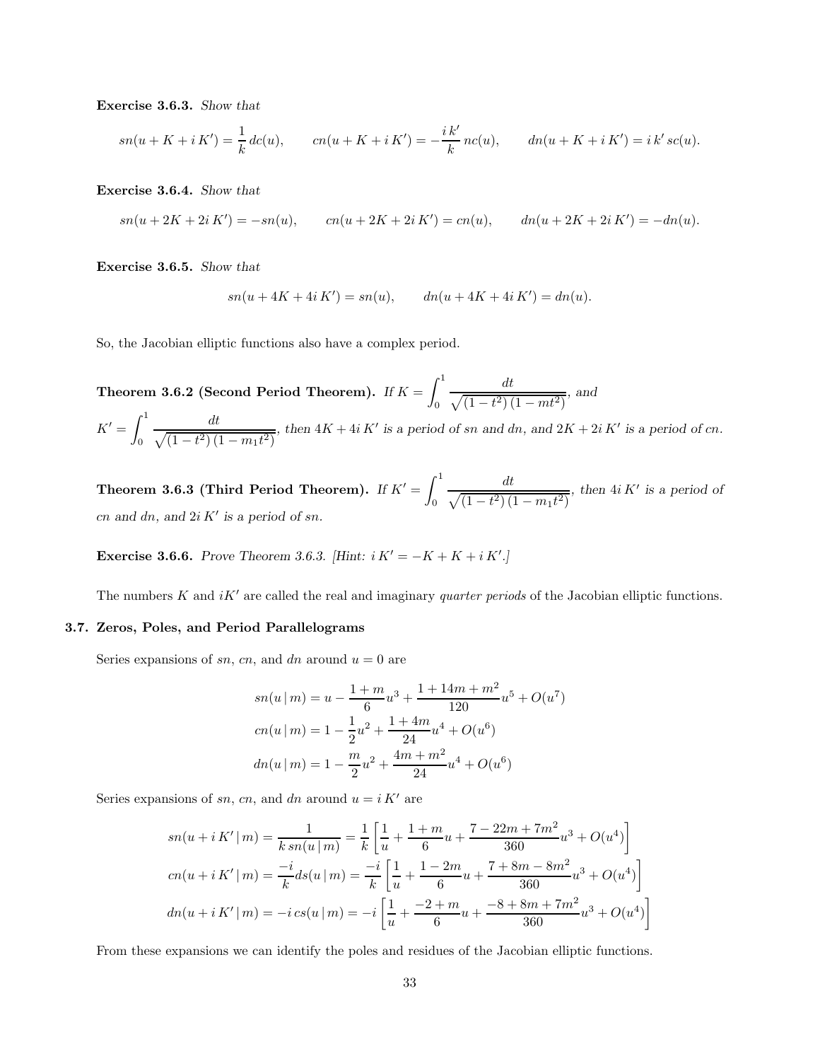**Exercise 3.6.3.** *Show that*

$$sn(u + K + i\,K') = \frac{1}{k}\,dc(u), \qquad cn(u + K + i\,K') = -\frac{i\,k'}{k}\,nc(u), \qquad dn(u + K + i\,K') = i\,k'\,sc(u).$$

**Exercise 3.6.4.** *Show that*

$$sn(u + 2K + 2i\,K') = -sn(u), \qquad cn(u + 2K + 2i\,K') = cn(u), \qquad dn(u + 2K + 2i\,K') = -dn(u).$$

**Exercise 3.6.5.** *Show that*

$$sn(u + 4K + 4i\,K') = sn(u), \qquad dn(u + 4K + 4i\,K') = dn(u).$$

So, the Jacobian elliptic functions also have a complex period.

**Theorem 3.6.2 (Second Period Theorem).** *If* $K = \displaystyle\int_0^1 \frac{dt}{\sqrt{(1-t^2)\,(1-mt^2)}}$, *and* $K' = \displaystyle\int_0^1 \frac{dt}{\sqrt{(1-t^2)\,(1-m_1t^2)}}$, *then* $4K + 4i\,K'$ *is a period of* $sn$ *and* $dn$, *and* $2K + 2i\,K'$ *is a period of* $cn$.

**Theorem 3.6.3 (Third Period Theorem).** *If* $K' = \displaystyle\int_0^1 \frac{dt}{\sqrt{(1-t^2)\,(1-m_1t^2)}}$, *then* $4i\,K'$ *is a period of* $cn$ *and* $dn$, *and* $2i\,K'$ *is a period of* $sn$.

**Exercise 3.6.6.** *Prove Theorem 3.6.3. [Hint:* $i\,K' = -K + K + i\,K'$*.]*

The numbers $K$ and $iK'$ are called the real and imaginary *quarter periods* of the Jacobian elliptic functions.

### 3.7. Zeros, Poles, and Period Parallelograms

Series expansions of $sn$, $cn$, and $dn$ around $u = 0$ are

$$\begin{aligned}
sn(u\,|\,m) &= u - \frac{1+m}{6}u^3 + \frac{1+14m+m^2}{120}u^5 + O(u^7)\\
cn(u\,|\,m) &= 1 - \frac{1}{2}u^2 + \frac{1+4m}{24}u^4 + O(u^6)\\
dn(u\,|\,m) &= 1 - \frac{m}{2}u^2 + \frac{4m+m^2}{24}u^4 + O(u^6)
\end{aligned}$$

Series expansions of $sn$, $cn$, and $dn$ around $u = i\,K'$ are

$$\begin{aligned}
sn(u + i\,K'\,|\,m) &= \frac{1}{k\,sn(u\,|\,m)} = \frac{1}{k}\left[\frac{1}{u} + \frac{1+m}{6}u + \frac{7-22m+7m^2}{360}u^3 + O(u^4)\right]\\
cn(u + i\,K'\,|\,m) &= \frac{-i}{k}ds(u\,|\,m) = \frac{-i}{k}\left[\frac{1}{u} + \frac{1-2m}{6}u + \frac{7+8m-8m^2}{360}u^3 + O(u^4)\right]\\
dn(u + i\,K'\,|\,m) &= -i\,cs(u\,|\,m) = -i\left[\frac{1}{u} + \frac{-2+m}{6}u + \frac{-8+8m+7m^2}{360}u^3 + O(u^4)\right]
\end{aligned}$$

From these expansions we can identify the poles and residues of the Jacobian elliptic functions.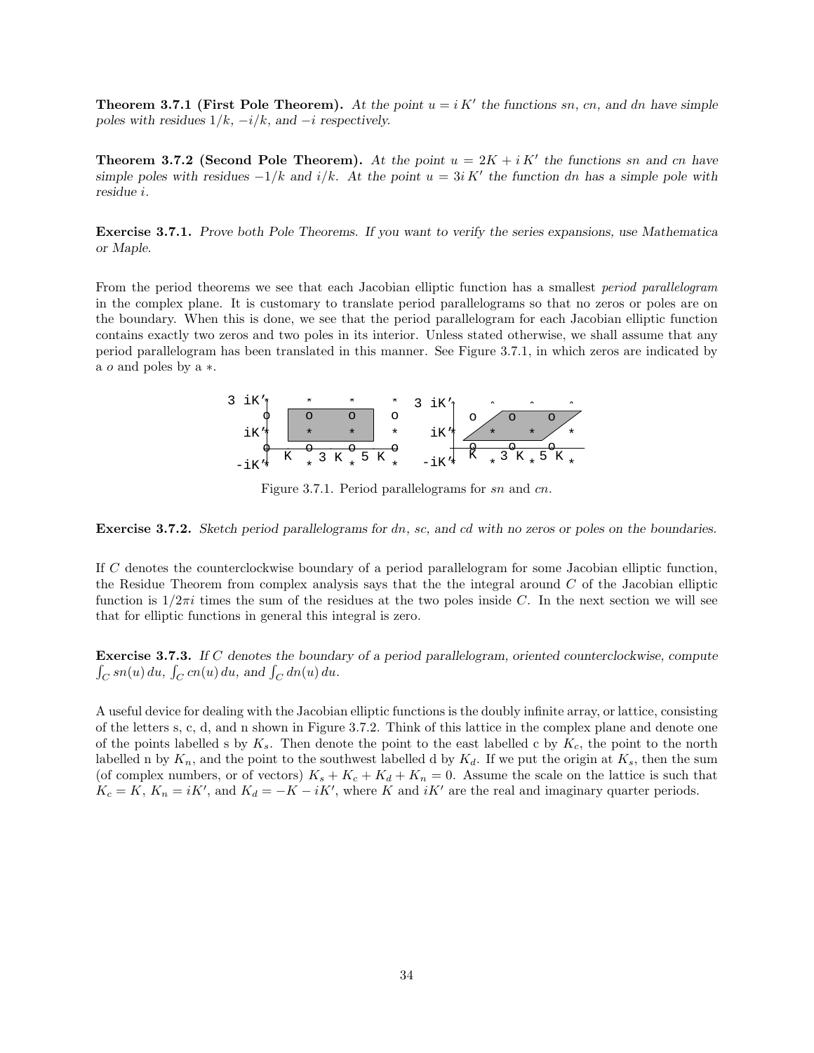**Theorem 3.7.1 (First Pole Theorem).** *At the point $u = iK'$ the functions sn, cn, and dn have simple poles with residues $1/k$, $-i/k$, and $-i$ respectively.*

**Theorem 3.7.2 (Second Pole Theorem).** *At the point $u = 2K + iK'$ the functions sn and cn have simple poles with residues $-1/k$ and $i/k$. At the point $u = 3iK'$ the function dn has a simple pole with residue $i$.*

**Exercise 3.7.1.** *Prove both Pole Theorems. If you want to verify the series expansions, use Mathematica or Maple.*

From the period theorems we see that each Jacobian elliptic function has a smallest *period parallelogram* in the complex plane. It is customary to translate period parallelograms so that no zeros or poles are on the boundary. When this is done, we see that the period parallelogram for each Jacobian elliptic function contains exactly two zeros and two poles in its interior. Unless stated otherwise, we shall assume that any period parallelogram has been translated in this manner. See Figure 3.7.1, in which zeros are indicated by a *o* and poles by a $*$.

Figure 3.7.1. Period parallelograms for *sn* and *cn*.

**Exercise 3.7.2.** *Sketch period parallelograms for dn, sc, and cd with no zeros or poles on the boundaries.*

If $C$ denotes the counterclockwise boundary of a period parallelogram for some Jacobian elliptic function, the Residue Theorem from complex analysis says that the the integral around $C$ of the Jacobian elliptic function is $1/2\pi i$ times the sum of the residues at the two poles inside $C$. In the next section we will see that for elliptic functions in general this integral is zero.

**Exercise 3.7.3.** *If $C$ denotes the boundary of a period parallelogram, oriented counterclockwise, compute $\int_C sn(u)\,du$, $\int_C cn(u)\,du$, and $\int_C dn(u)\,du$.*

A useful device for dealing with the Jacobian elliptic functions is the doubly infinite array, or lattice, consisting of the letters s, c, d, and n shown in Figure 3.7.2. Think of this lattice in the complex plane and denote one of the points labelled s by $K_s$. Then denote the point to the east labelled c by $K_c$, the point to the north labelled n by $K_n$, and the point to the southwest labelled d by $K_d$. If we put the origin at $K_s$, then the sum (of complex numbers, or of vectors) $K_s + K_c + K_d + K_n = 0$. Assume the scale on the lattice is such that $K_c = K$, $K_n = iK'$, and $K_d = -K - iK'$, where $K$ and $iK'$ are the real and imaginary quarter periods.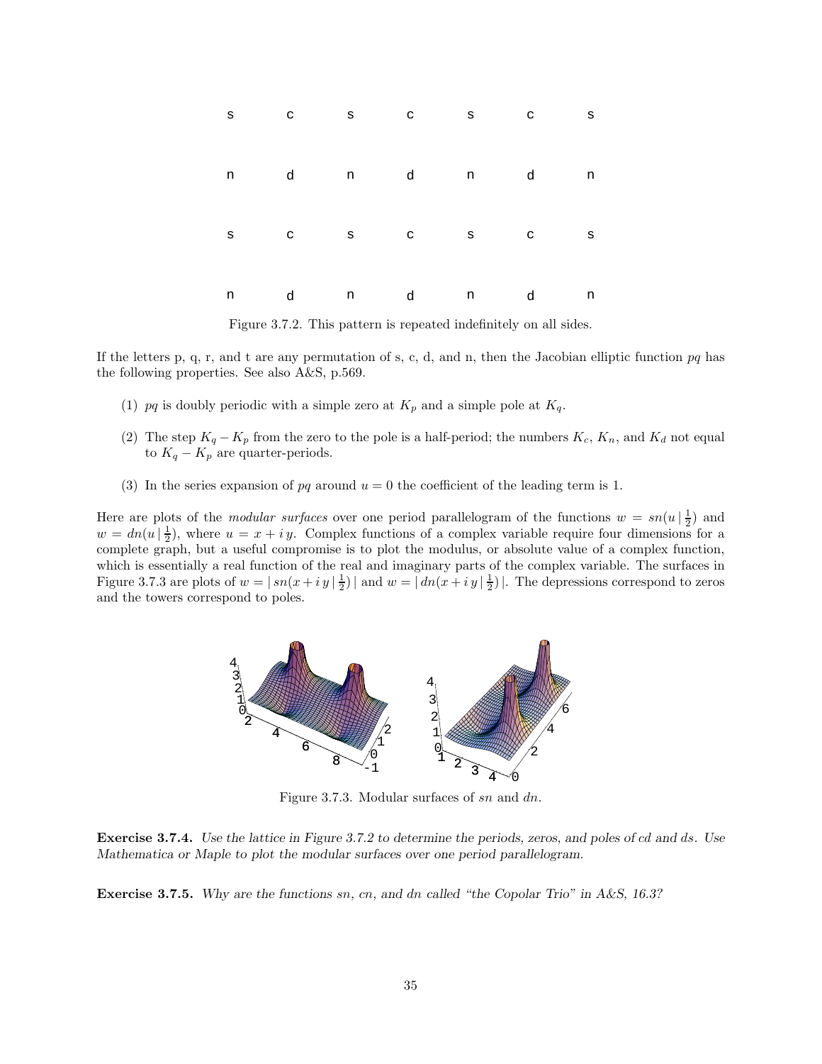| s | c | s | c | s | c | s |
|---|---|---|---|---|---|---|
| n | d | n | d | n | d | n |
| s | c | s | c | s | c | s |
| n | d | n | d | n | d | n |

Figure 3.7.2. This pattern is repeated indefinitely on all sides.

If the letters p, q, r, and t are any permutation of s, c, d, and n, then the Jacobian elliptic function *pq* has the following properties. See also A&S, p.569.

(1) *pq* is doubly periodic with a simple zero at $K_p$ and a simple pole at $K_q$.

(2) The step $K_q - K_p$ from the zero to the pole is a half-period; the numbers $K_c$, $K_n$, and $K_d$ not equal to $K_q - K_p$ are quarter-periods.

(3) In the series expansion of *pq* around $u = 0$ the coefficient of the leading term is 1.

Here are plots of the *modular surfaces* over one period parallelogram of the functions $w = sn(u \,|\, \frac{1}{2})$ and $w = dn(u \,|\, \frac{1}{2})$, where $u = x + i\,y$. Complex functions of a complex variable require four dimensions for a complete graph, but a useful compromise is to plot the modulus, or absolute value of a complex function, which is essentially a real function of the real and imaginary parts of the complex variable. The surfaces in Figure 3.7.3 are plots of $w = |\,sn(x + i\,y \,|\, \frac{1}{2})\,|$ and $w = |\,dn(x + i\,y \,|\, \frac{1}{2})\,|$. The depressions correspond to zeros and the towers correspond to poles.

Figure 3.7.3. Modular surfaces of *sn* and *dn*.

**Exercise 3.7.4.** *Use the lattice in Figure 3.7.2 to determine the periods, zeros, and poles of cd and ds. Use Mathematica or Maple to plot the modular surfaces over one period parallelogram.*

**Exercise 3.7.5.** *Why are the functions sn, cn, and dn called "the Copolar Trio" in A&S, 16.3?*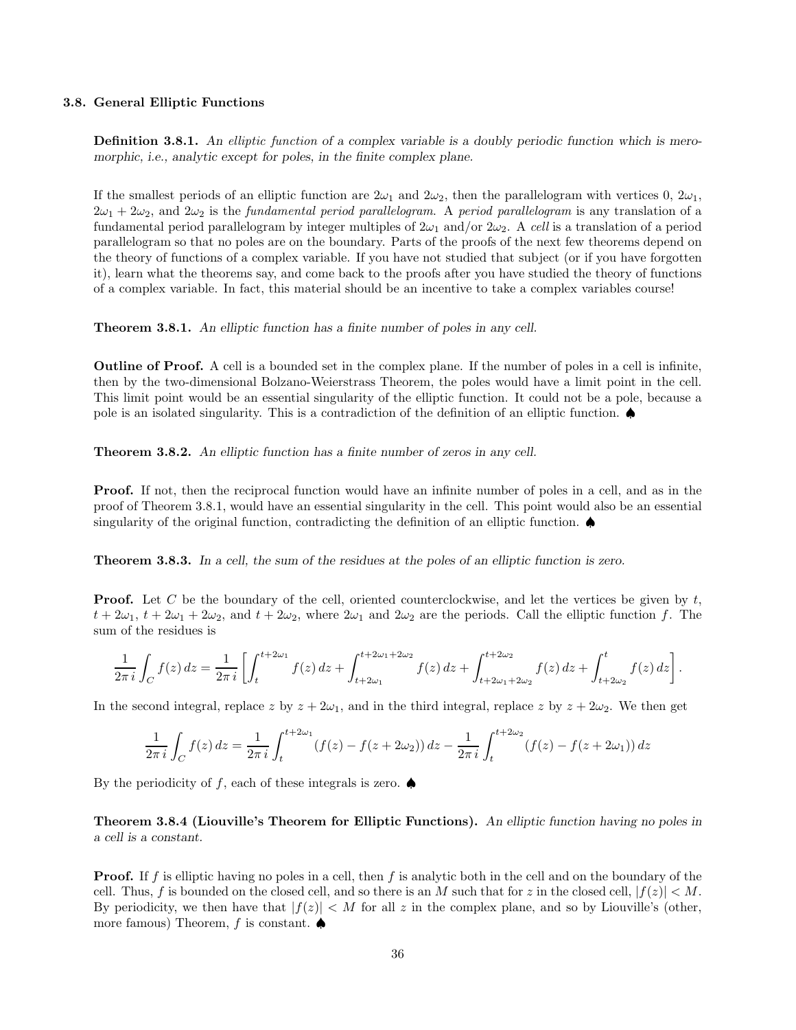### 3.8. General Elliptic Functions

**Definition 3.8.1.** *An elliptic function of a complex variable is a doubly periodic function which is meromorphic, i.e., analytic except for poles, in the finite complex plane.*

If the smallest periods of an elliptic function are $2\omega_1$ and $2\omega_2$, then the parallelogram with vertices 0, $2\omega_1$, $2\omega_1 + 2\omega_2$, and $2\omega_2$ is the *fundamental period parallelogram*. A *period parallelogram* is any translation of a fundamental period parallelogram by integer multiples of $2\omega_1$ and/or $2\omega_2$. A *cell* is a translation of a period parallelogram so that no poles are on the boundary. Parts of the proofs of the next few theorems depend on the theory of functions of a complex variable. If you have not studied that subject (or if you have forgotten it), learn what the theorems say, and come back to the proofs after you have studied the theory of functions of a complex variable. In fact, this material should be an incentive to take a complex variables course!

**Theorem 3.8.1.** *An elliptic function has a finite number of poles in any cell.*

**Outline of Proof.** A cell is a bounded set in the complex plane. If the number of poles in a cell is infinite, then by the two-dimensional Bolzano-Weierstrass Theorem, the poles would have a limit point in the cell. This limit point would be an essential singularity of the elliptic function. It could not be a pole, because a pole is an isolated singularity. This is a contradiction of the definition of an elliptic function. ♠

**Theorem 3.8.2.** *An elliptic function has a finite number of zeros in any cell.*

**Proof.** If not, then the reciprocal function would have an infinite number of poles in a cell, and as in the proof of Theorem 3.8.1, would have an essential singularity in the cell. This point would also be an essential singularity of the original function, contradicting the definition of an elliptic function. ♠

**Theorem 3.8.3.** *In a cell, the sum of the residues at the poles of an elliptic function is zero.*

**Proof.** Let $C$ be the boundary of the cell, oriented counterclockwise, and let the vertices be given by $t$, $t + 2\omega_1$, $t + 2\omega_1 + 2\omega_2$, and $t + 2\omega_2$, where $2\omega_1$ and $2\omega_2$ are the periods. Call the elliptic function $f$. The sum of the residues is

$$\frac{1}{2\pi i}\int_C f(z)\,dz = \frac{1}{2\pi i}\left[\int_t^{t+2\omega_1} f(z)\,dz + \int_{t+2\omega_1}^{t+2\omega_1+2\omega_2} f(z)\,dz + \int_{t+2\omega_1+2\omega_2}^{t+2\omega_2} f(z)\,dz + \int_{t+2\omega_2}^{t} f(z)\,dz\right].$$

In the second integral, replace $z$ by $z + 2\omega_1$, and in the third integral, replace $z$ by $z + 2\omega_2$. We then get

$$\frac{1}{2\pi i}\int_C f(z)\,dz = \frac{1}{2\pi i}\int_t^{t+2\omega_1} (f(z) - f(z + 2\omega_2))\,dz - \frac{1}{2\pi i}\int_t^{t+2\omega_2} (f(z) - f(z + 2\omega_1))\,dz$$

By the periodicity of $f$, each of these integrals is zero. ♠

**Theorem 3.8.4 (Liouville's Theorem for Elliptic Functions).** *An elliptic function having no poles in a cell is a constant.*

**Proof.** If $f$ is elliptic having no poles in a cell, then $f$ is analytic both in the cell and on the boundary of the cell. Thus, $f$ is bounded on the closed cell, and so there is an $M$ such that for $z$ in the closed cell, $|f(z)| < M$. By periodicity, we then have that $|f(z)| < M$ for all $z$ in the complex plane, and so by Liouville's (other, more famous) Theorem, $f$ is constant. ♠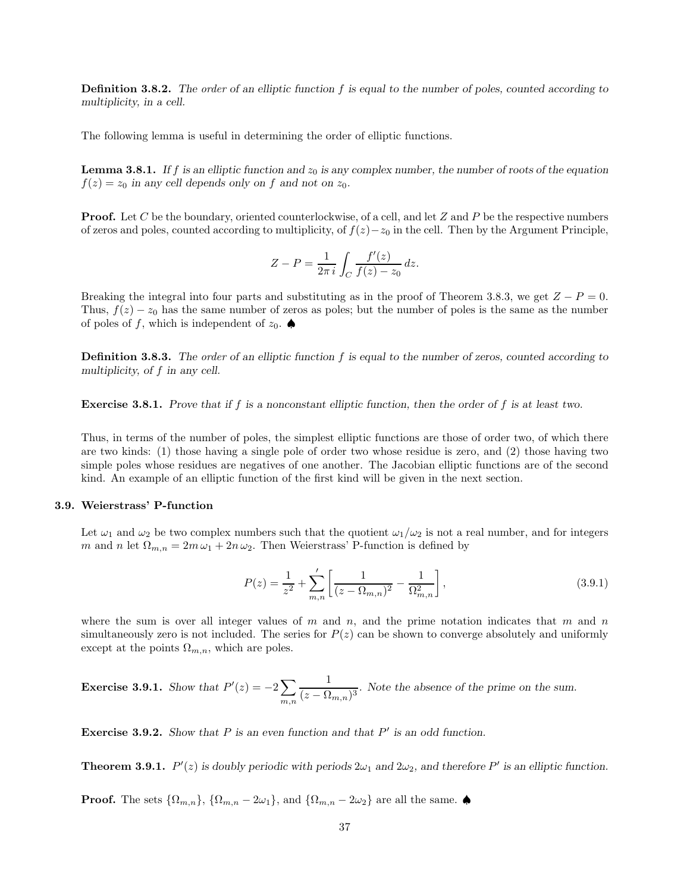**Definition 3.8.2.** *The order of an elliptic function $f$ is equal to the number of poles, counted according to multiplicity, in a cell.*

The following lemma is useful in determining the order of elliptic functions.

**Lemma 3.8.1.** *If $f$ is an elliptic function and $z_0$ is any complex number, the number of roots of the equation $f(z) = z_0$ in any cell depends only on $f$ and not on $z_0$.*

**Proof.** Let $C$ be the boundary, oriented counterlockwise, of a cell, and let $Z$ and $P$ be the respective numbers of zeros and poles, counted according to multiplicity, of $f(z) - z_0$ in the cell. Then by the Argument Principle,

$$Z - P = \frac{1}{2\pi\, i} \int_C \frac{f'(z)}{f(z) - z_0}\, dz.$$

Breaking the integral into four parts and substituting as in the proof of Theorem 3.8.3, we get $Z - P = 0$. Thus, $f(z) - z_0$ has the same number of zeros as poles; but the number of poles is the same as the number of poles of $f$, which is independent of $z_0$. ♠

**Definition 3.8.3.** *The order of an elliptic function $f$ is equal to the number of zeros, counted according to multiplicity, of $f$ in any cell.*

**Exercise 3.8.1.** *Prove that if $f$ is a nonconstant elliptic function, then the order of $f$ is at least two.*

Thus, in terms of the number of poles, the simplest elliptic functions are those of order two, of which there are two kinds: (1) those having a single pole of order two whose residue is zero, and (2) those having two simple poles whose residues are negatives of one another. The Jacobian elliptic functions are of the second kind. An example of an elliptic function of the first kind will be given in the next section.

### 3.9. Weierstrass' P-function

Let $\omega_1$ and $\omega_2$ be two complex numbers such that the quotient $\omega_1/\omega_2$ is not a real number, and for integers $m$ and $n$ let $\Omega_{m,n} = 2m\,\omega_1 + 2n\,\omega_2$. Then Weierstrass' P-function is defined by

$$P(z) = \frac{1}{z^2} + {\sum_{m,n}}' \left[ \frac{1}{(z - \Omega_{m,n})^2} - \frac{1}{\Omega_{m,n}^2} \right], \tag{3.9.1}$$

where the sum is over all integer values of $m$ and $n$, and the prime notation indicates that $m$ and $n$ simultaneously zero is not included. The series for $P(z)$ can be shown to converge absolutely and uniformly except at the points $\Omega_{m,n}$, which are poles.

**Exercise 3.9.1.** *Show that $P'(z) = -2 \sum_{m,n} \dfrac{1}{(z - \Omega_{m,n})^3}$. Note the absence of the prime on the sum.*

**Exercise 3.9.2.** *Show that $P$ is an even function and that $P'$ is an odd function.*

**Theorem 3.9.1.** *$P'(z)$ is doubly periodic with periods $2\omega_1$ and $2\omega_2$, and therefore $P'$ is an elliptic function.*

**Proof.** The sets $\{\Omega_{m,n}\}$, $\{\Omega_{m,n} - 2\omega_1\}$, and $\{\Omega_{m,n} - 2\omega_2\}$ are all the same. ♠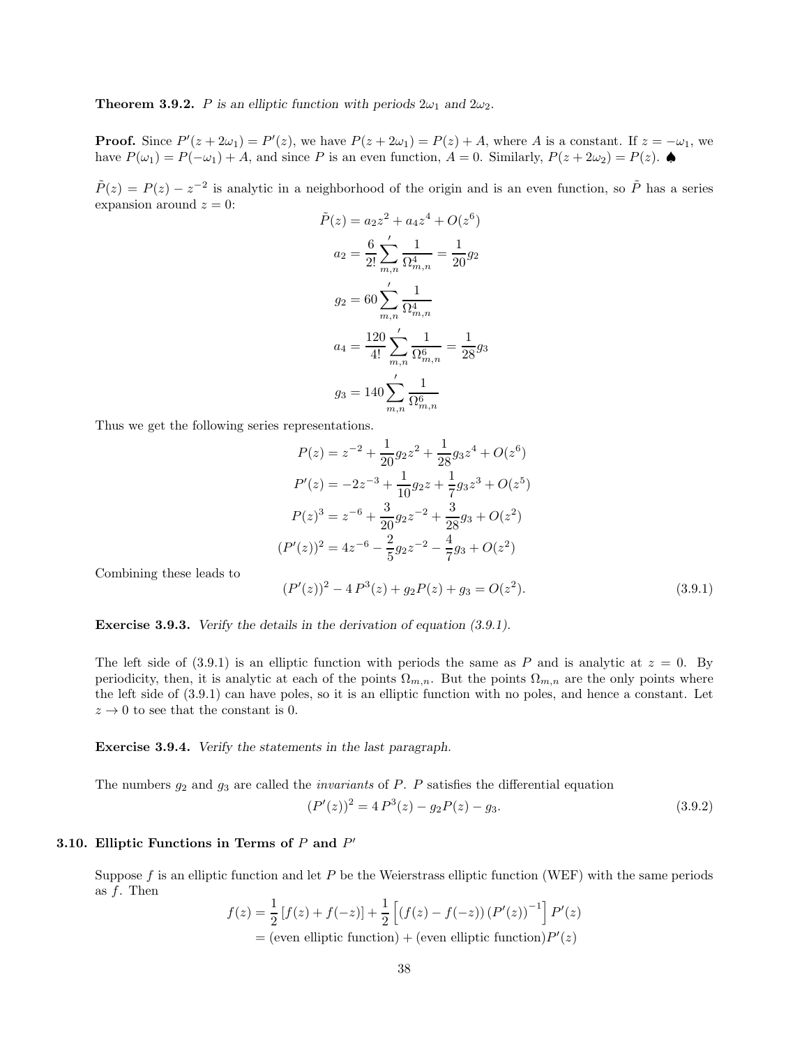**Theorem 3.9.2.** *$P$ is an elliptic function with periods $2\omega_1$ and $2\omega_2$.*

**Proof.** Since $P'(z+2\omega_1) = P'(z)$, we have $P(z+2\omega_1) = P(z) + A$, where $A$ is a constant. If $z = -\omega_1$, we have $P(\omega_1) = P(-\omega_1) + A$, and since $P$ is an even function, $A = 0$. Similarly, $P(z+2\omega_2) = P(z)$. ♠

$\tilde{P}(z) = P(z) - z^{-2}$ is analytic in a neighborhood of the origin and is an even function, so $\tilde{P}$ has a series expansion around $z = 0$:

$$\tilde{P}(z) = a_2 z^2 + a_4 z^4 + O(z^6)$$

$$a_2 = \frac{6}{2!} {\sum_{m,n}}' \frac{1}{\Omega_{m,n}^4} = \frac{1}{20} g_2$$

$$g_2 = 60 {\sum_{m,n}}' \frac{1}{\Omega_{m,n}^4}$$

$$a_4 = \frac{120}{4!} {\sum_{m,n}}' \frac{1}{\Omega_{m,n}^6} = \frac{1}{28} g_3$$

$$g_3 = 140 {\sum_{m,n}}' \frac{1}{\Omega_{m,n}^6}$$

Thus we get the following series representations.

$$P(z) = z^{-2} + \frac{1}{20} g_2 z^2 + \frac{1}{28} g_3 z^4 + O(z^6)$$

$$P'(z) = -2z^{-3} + \frac{1}{10} g_2 z + \frac{1}{7} g_3 z^3 + O(z^5)$$

$$P(z)^3 = z^{-6} + \frac{3}{20} g_2 z^{-2} + \frac{3}{28} g_3 + O(z^2)$$

$$(P'(z))^2 = 4z^{-6} - \frac{2}{5} g_2 z^{-2} - \frac{4}{7} g_3 + O(z^2)$$

Combining these leads to

$$(P'(z))^2 - 4\,P^3(z) + g_2 P(z) + g_3 = O(z^2). \tag{3.9.1}$$

**Exercise 3.9.3.** *Verify the details in the derivation of equation (3.9.1).*

The left side of (3.9.1) is an elliptic function with periods the same as $P$ and is analytic at $z = 0$. By periodicity, then, it is analytic at each of the points $\Omega_{m,n}$. But the points $\Omega_{m,n}$ are the only points where the left side of (3.9.1) can have poles, so it is an elliptic function with no poles, and hence a constant. Let $z \to 0$ to see that the constant is 0.

**Exercise 3.9.4.** *Verify the statements in the last paragraph.*

The numbers $g_2$ and $g_3$ are called the *invariants* of $P$. $P$ satisfies the differential equation

$$(P'(z))^2 = 4\,P^3(z) - g_2 P(z) - g_3. \tag{3.9.2}$$

## 3.10. Elliptic Functions in Terms of $P$ and $P'$

Suppose $f$ is an elliptic function and let $P$ be the Weierstrass elliptic function (WEF) with the same periods as $f$. Then

$$\begin{aligned} f(z) &= \frac{1}{2}\left[f(z) + f(-z)\right] + \frac{1}{2}\left[\left(f(z) - f(-z)\right)\left(P'(z)\right)^{-1}\right] P'(z) \\ &= (\text{even elliptic function}) + (\text{even elliptic function}) P'(z) \end{aligned}$$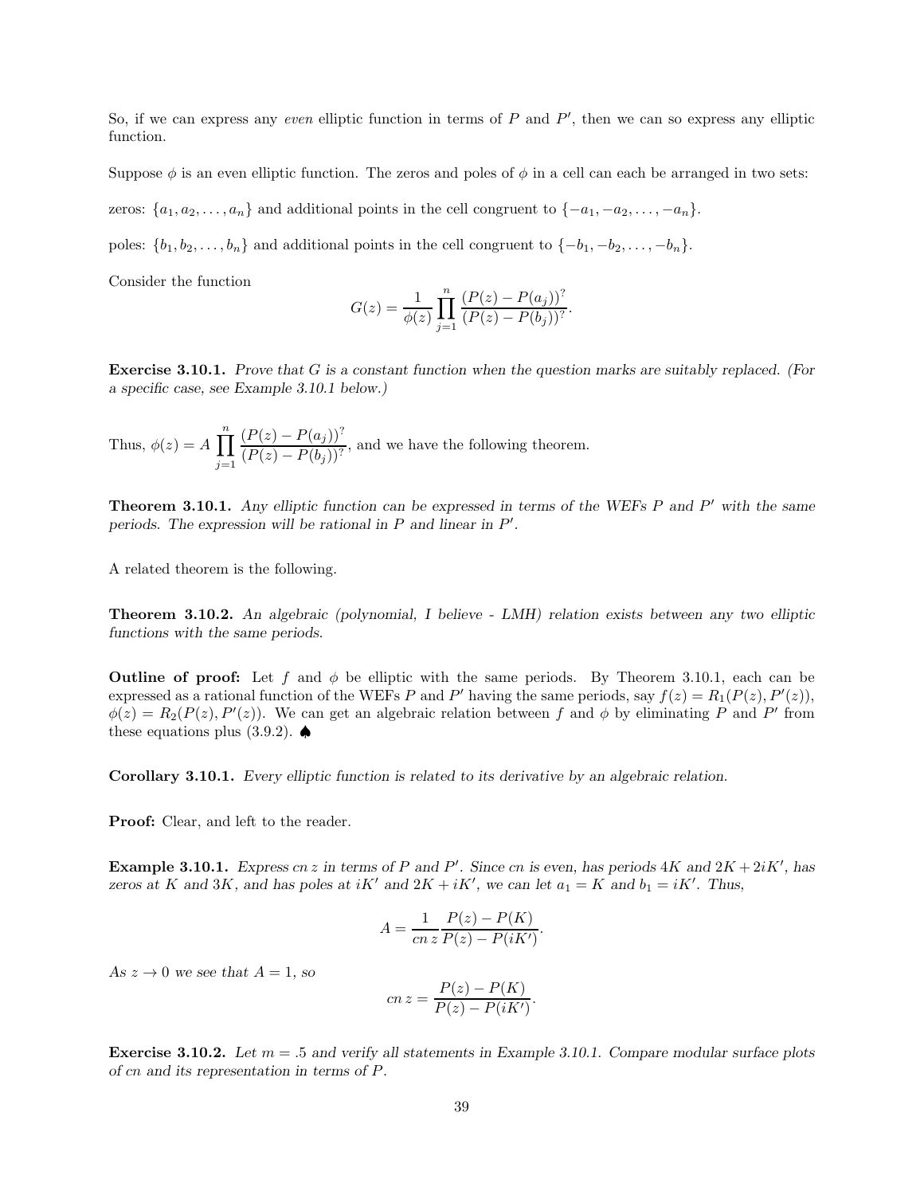So, if we can express any *even* elliptic function in terms of $P$ and $P'$, then we can so express any elliptic function.

Suppose $\phi$ is an even elliptic function. The zeros and poles of $\phi$ in a cell can each be arranged in two sets:

zeros: $\{a_1, a_2, \ldots, a_n\}$ and additional points in the cell congruent to $\{-a_1, -a_2, \ldots, -a_n\}$.

poles: $\{b_1, b_2, \ldots, b_n\}$ and additional points in the cell congruent to $\{-b_1, -b_2, \ldots, -b_n\}$.

Consider the function

$$G(z) = \frac{1}{\phi(z)} \prod_{j=1}^{n} \frac{(P(z) - P(a_j))^?}{(P(z) - P(b_j))^?}.$$

**Exercise 3.10.1.** *Prove that $G$ is a constant function when the question marks are suitably replaced. (For a specific case, see Example 3.10.1 below.)*

Thus, $\phi(z) = A \prod_{j=1}^{n} \frac{(P(z) - P(a_j))^?}{(P(z) - P(b_j))^?}$, and we have the following theorem.

**Theorem 3.10.1.** *Any elliptic function can be expressed in terms of the WEFs $P$ and $P'$ with the same periods. The expression will be rational in $P$ and linear in $P'$.*

A related theorem is the following.

**Theorem 3.10.2.** *An algebraic (polynomial, I believe - LMH) relation exists between any two elliptic functions with the same periods.*

**Outline of proof:** Let $f$ and $\phi$ be elliptic with the same periods. By Theorem 3.10.1, each can be expressed as a rational function of the WEFs $P$ and $P'$ having the same periods, say $f(z) = R_1(P(z), P'(z))$, $\phi(z) = R_2(P(z), P'(z))$. We can get an algebraic relation between $f$ and $\phi$ by eliminating $P$ and $P'$ from these equations plus (3.9.2). ♠

**Corollary 3.10.1.** *Every elliptic function is related to its derivative by an algebraic relation.*

**Proof:** Clear, and left to the reader.

**Example 3.10.1.** *Express $cn\, z$ in terms of $P$ and $P'$. Since $cn$ is even, has periods $4K$ and $2K + 2iK'$, has zeros at $K$ and $3K$, and has poles at $iK'$ and $2K + iK'$, we can let $a_1 = K$ and $b_1 = iK'$. Thus,*

$$A = \frac{1}{cn\, z} \frac{P(z) - P(K)}{P(z) - P(iK')}.$$

*As $z \to 0$ we see that $A = 1$, so*

$$cn\, z = \frac{P(z) - P(K)}{P(z) - P(iK')}.$$

**Exercise 3.10.2.** *Let $m = .5$ and verify all statements in Example 3.10.1. Compare modular surface plots of $cn$ and its representation in terms of $P$.*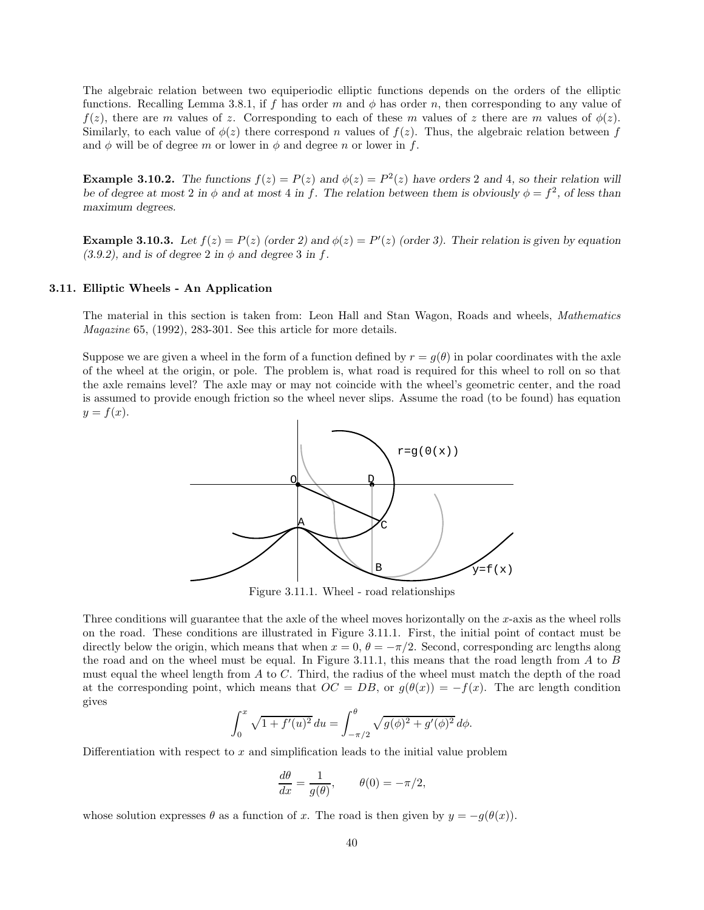The algebraic relation between two equiperiodic elliptic functions depends on the orders of the elliptic functions. Recalling Lemma 3.8.1, if $f$ has order $m$ and $\phi$ has order $n$, then corresponding to any value of $f(z)$, there are $m$ values of $z$. Corresponding to each of these $m$ values of $z$ there are $m$ values of $\phi(z)$. Similarly, to each value of $\phi(z)$ there correspond $n$ values of $f(z)$. Thus, the algebraic relation between $f$ and $\phi$ will be of degree $m$ or lower in $\phi$ and degree $n$ or lower in $f$.

**Example 3.10.2.** *The functions $f(z) = P(z)$ and $\phi(z) = P^2(z)$ have orders 2 and 4, so their relation will be of degree at most 2 in $\phi$ and at most 4 in $f$. The relation between them is obviously $\phi = f^2$, of less than maximum degrees.*

**Example 3.10.3.** *Let $f(z) = P(z)$ (order 2) and $\phi(z) = P'(z)$ (order 3). Their relation is given by equation (3.9.2), and is of degree 2 in $\phi$ and degree 3 in $f$.*

### 3.11. Elliptic Wheels - An Application

The material in this section is taken from: Leon Hall and Stan Wagon, Roads and wheels, *Mathematics Magazine* 65, (1992), 283-301. See this article for more details.

Suppose we are given a wheel in the form of a function defined by $r = g(\theta)$ in polar coordinates with the axle of the wheel at the origin, or pole. The problem is, what road is required for this wheel to roll on so that the axle remains level? The axle may or may not coincide with the wheel's geometric center, and the road is assumed to provide enough friction so the wheel never slips. Assume the road (to be found) has equation $y = f(x)$.

Figure 3.11.1. Wheel - road relationships

Three conditions will guarantee that the axle of the wheel moves horizontally on the $x$-axis as the wheel rolls on the road. These conditions are illustrated in Figure 3.11.1. First, the initial point of contact must be directly below the origin, which means that when $x = 0$, $\theta = -\pi/2$. Second, corresponding arc lengths along the road and on the wheel must be equal. In Figure 3.11.1, this means that the road length from $A$ to $B$ must equal the wheel length from $A$ to $C$. Third, the radius of the wheel must match the depth of the road at the corresponding point, which means that $OC = DB$, or $g(\theta(x)) = -f(x)$. The arc length condition gives

$$\int_0^x \sqrt{1 + f'(u)^2}\, du = \int_{-\pi/2}^{\theta} \sqrt{g(\phi)^2 + g'(\phi)^2}\, d\phi.$$

Differentiation with respect to $x$ and simplification leads to the initial value problem

$$\frac{d\theta}{dx} = \frac{1}{g(\theta)}, \qquad \theta(0) = -\pi/2,$$

whose solution expresses $\theta$ as a function of $x$. The road is then given by $y = -g(\theta(x))$.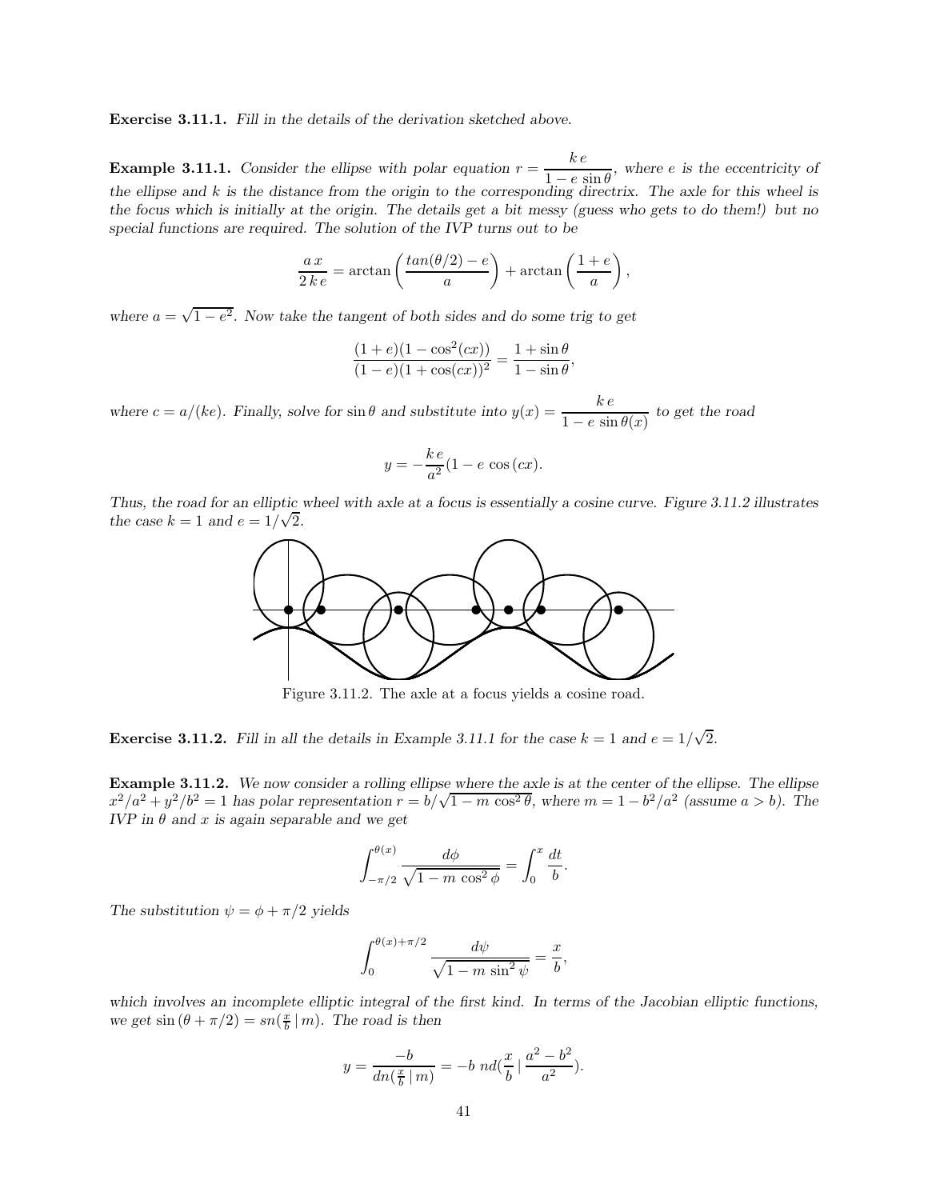**Exercise 3.11.1.** *Fill in the details of the derivation sketched above.*

**Example 3.11.1.** *Consider the ellipse with polar equation $r = \dfrac{k\,e}{1 - e\,\sin\theta}$, where $e$ is the eccentricity of the ellipse and $k$ is the distance from the origin to the corresponding directrix. The axle for this wheel is the focus which is initially at the origin. The details get a bit messy (guess who gets to do them!) but no special functions are required. The solution of the IVP turns out to be*

$$\frac{a\,x}{2\,k\,e} = \arctan\left(\frac{tan(\theta/2) - e}{a}\right) + \arctan\left(\frac{1+e}{a}\right),$$

*where $a = \sqrt{1-e^2}$. Now take the tangent of both sides and do some trig to get*

$$\frac{(1+e)(1-\cos^2(cx))}{(1-e)(1+\cos(cx))^2} = \frac{1+\sin\theta}{1-\sin\theta},$$

*where $c = a/(ke)$. Finally, solve for $\sin\theta$ and substitute into $y(x) = \dfrac{k\,e}{1 - e\,\sin\theta(x)}$ to get the road*

$$y = -\frac{k\,e}{a^2}(1 - e\,\cos(cx).$$

*Thus, the road for an elliptic wheel with axle at a focus is essentially a cosine curve. Figure 3.11.2 illustrates the case $k = 1$ and $e = 1/\sqrt{2}$.*

Figure 3.11.2. The axle at a focus yields a cosine road.

**Exercise 3.11.2.** *Fill in all the details in Example 3.11.1 for the case $k = 1$ and $e = 1/\sqrt{2}$.*

**Example 3.11.2.** *We now consider a rolling ellipse where the axle is at the center of the ellipse. The ellipse $x^2/a^2 + y^2/b^2 = 1$ has polar representation $r = b/\sqrt{1 - m\,\cos^2\theta}$, where $m = 1 - b^2/a^2$ (assume $a > b$). The IVP in $\theta$ and $x$ is again separable and we get*

$$\int_{-\pi/2}^{\theta(x)} \frac{d\phi}{\sqrt{1 - m\,\cos^2\phi}} = \int_0^x \frac{dt}{b}.$$

*The substitution $\psi = \phi + \pi/2$ yields*

$$\int_0^{\theta(x)+\pi/2} \frac{d\psi}{\sqrt{1 - m\,\sin^2\psi}} = \frac{x}{b},$$

*which involves an incomplete elliptic integral of the first kind. In terms of the Jacobian elliptic functions, we get $\sin(\theta + \pi/2) = sn(\frac{x}{b}\,|\,m)$. The road is then*

$$y = \frac{-b}{dn(\frac{x}{b}\,|\,m)} = -b\;nd(\frac{x}{b}\,|\,\frac{a^2-b^2}{a^2}).$$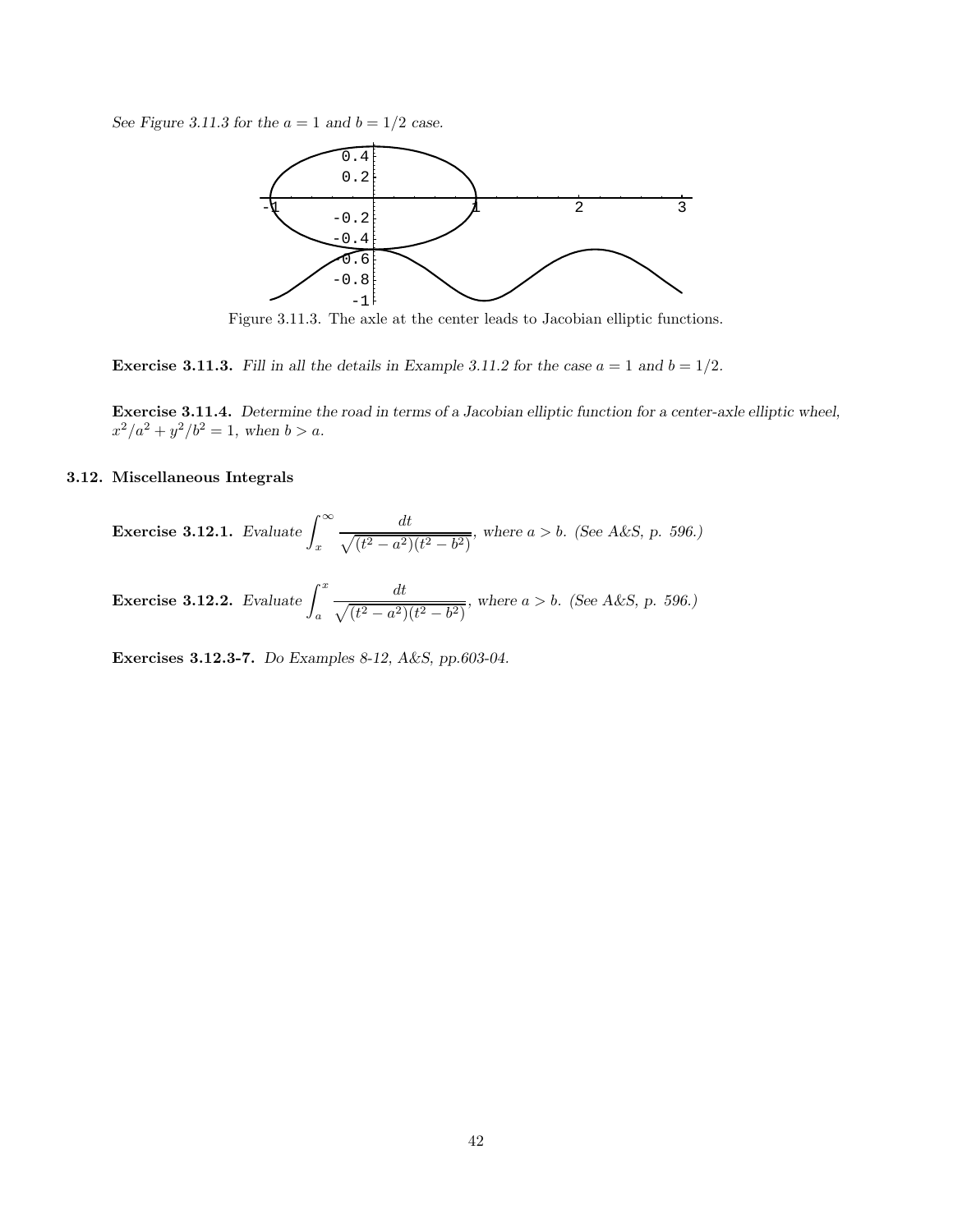*See Figure 3.11.3 for the $a = 1$ and $b = 1/2$ case.*

0.4
0.2
-1
1
2
3
-0.2
-0.4
-0.6
-0.8
-1

Figure 3.11.3. The axle at the center leads to Jacobian elliptic functions.

**Exercise 3.11.3.** *Fill in all the details in Example 3.11.2 for the case $a = 1$ and $b = 1/2$.*

**Exercise 3.11.4.** *Determine the road in terms of a Jacobian elliptic function for a center-axle elliptic wheel, $x^2/a^2 + y^2/b^2 = 1$, when $b > a$.*

## 3.12. Miscellaneous Integrals

**Exercise 3.12.1.** *Evaluate* $\displaystyle\int_x^\infty \frac{dt}{\sqrt{(t^2 - a^2)(t^2 - b^2)}}$, *where $a > b$. (See A&S, p. 596.)*

**Exercise 3.12.2.** *Evaluate* $\displaystyle\int_a^x \frac{dt}{\sqrt{(t^2 - a^2)(t^2 - b^2)}}$, *where $a > b$. (See A&S, p. 596.)*

**Exercises 3.12.3-7.** *Do Examples 8-12, A&S, pp.603-04.*